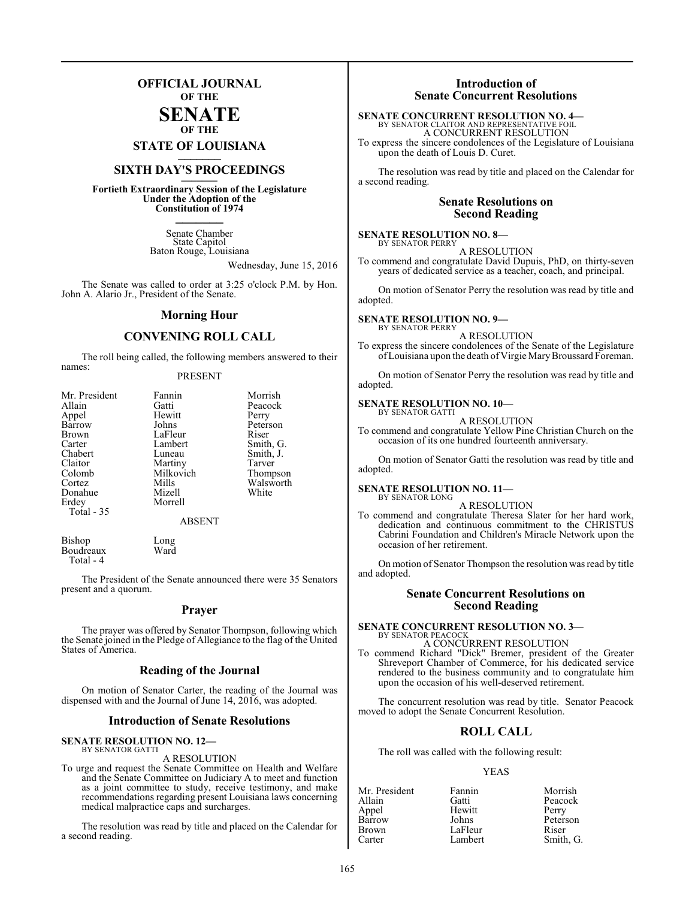# OFFICIAL JOURNAL OF THE SENATE OF THE STATE OF LOUISIANA

## SIXTH DAY'S PROCEEDINGS

**Fortieth Extraordinary Session of the Legislature Under the Adoption of the Constitution of 1974**

Senate Chamber
State Capitol
Baton Rouge, Louisiana

Wednesday, June 15, 2016

The Senate was called to order at 3:25 o'clock P.M. by Hon. John A. Alario Jr., President of the Senate.

## Morning Hour

## CONVENING ROLL CALL

The roll being called, the following members answered to their names:

PRESENT

| | | |
|---|---|---|
| Mr. President | Fannin | Morrish |
| Allain | Gatti | Peacock |
| Appel | Hewitt | Perry |
| Barrow | Johns | Peterson |
| Brown | LaFleur | Riser |
| Carter | Lambert | Smith, G. |
| Chabert | Luneau | Smith, J. |
| Claitor | Martiny | Tarver |
| Colomb | Milkovich | Thompson |
| Cortez | Mills | Walsworth |
| Donahue | Mizell | White |
| Erdey | Morrell | |

Total - 35

ABSENT

| | |
|---|---|
| Bishop | Long |
| Boudreaux | Ward |

Total - 4

The President of the Senate announced there were 35 Senators present and a quorum.

## Prayer

The prayer was offered by Senator Thompson, following which the Senate joined in the Pledge of Allegiance to the flag of the United States of America.

## Reading of the Journal

On motion of Senator Carter, the reading of the Journal was dispensed with and the Journal of June 14, 2016, was adopted.

## Introduction of Senate Resolutions

**SENATE RESOLUTION NO. 12—**
BY SENATOR GATTI

A RESOLUTION

To urge and request the Senate Committee on Health and Welfare and the Senate Committee on Judiciary A to meet and function as a joint committee to study, receive testimony, and make recommendations regarding present Louisiana laws concerning medical malpractice caps and surcharges.

The resolution was read by title and placed on the Calendar for a second reading.

## Introduction of Senate Concurrent Resolutions

**SENATE CONCURRENT RESOLUTION NO. 4—**
BY SENATOR CLAITOR AND REPRESENTATIVE FOIL

A CONCURRENT RESOLUTION

To express the sincere condolences of the Legislature of Louisiana upon the death of Louis D. Curet.

The resolution was read by title and placed on the Calendar for a second reading.

## Senate Resolutions on Second Reading

**SENATE RESOLUTION NO. 8—**
BY SENATOR PERRY

A RESOLUTION

To commend and congratulate David Dupuis, PhD, on thirty-seven years of dedicated service as a teacher, coach, and principal.

On motion of Senator Perry the resolution was read by title and adopted.

**SENATE RESOLUTION NO. 9—**
BY SENATOR PERRY

A RESOLUTION

To express the sincere condolences of the Senate of the Legislature of Louisiana upon the death of Virgie Mary Broussard Foreman.

On motion of Senator Perry the resolution was read by title and adopted.

**SENATE RESOLUTION NO. 10—**
BY SENATOR GATTI

A RESOLUTION

To commend and congratulate Yellow Pine Christian Church on the occasion of its one hundred fourteenth anniversary.

On motion of Senator Gatti the resolution was read by title and adopted.

**SENATE RESOLUTION NO. 11—**
BY SENATOR LONG

A RESOLUTION

To commend and congratulate Theresa Slater for her hard work, dedication and continuous commitment to the CHRISTUS Cabrini Foundation and Children's Miracle Network upon the occasion of her retirement.

On motion of Senator Thompson the resolution was read by title and adopted.

## Senate Concurrent Resolutions on Second Reading

**SENATE CONCURRENT RESOLUTION NO. 3—**
BY SENATOR PEACOCK

A CONCURRENT RESOLUTION

To commend Richard "Dick" Bremer, president of the Greater Shreveport Chamber of Commerce, for his dedicated service rendered to the business community and to congratulate him upon the occasion of his well-deserved retirement.

The concurrent resolution was read by title. Senator Peacock moved to adopt the Senate Concurrent Resolution.

## ROLL CALL

The roll was called with the following result:

YEAS

| | | |
|---|---|---|
| Mr. President | Fannin | Morrish |
| Allain | Gatti | Peacock |
| Appel | Hewitt | Perry |
| Barrow | Johns | Peterson |
| Brown | LaFleur | Riser |
| Carter | Lambert | Smith, G. |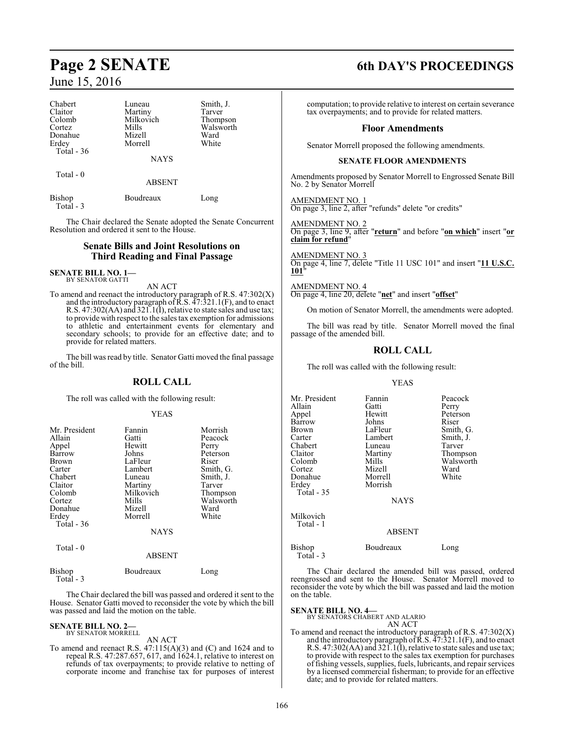| Chabert | Luneau | Smith, J. |
|---|---|---|
| Claitor | Martiny | Tarver |
| Colomb | Milkovich | Thompson |
| Cortez | Mills | Walsworth |
| Donahue | Mizell | Ward |
| Erdey | Morrell | White |
| Total - 36 | | |

NAYS

Total - 0

ABSENT

| Bishop | Boudreaux | Long |
|---|---|---|
| Total - 3 | | |

The Chair declared the Senate adopted the Senate Concurrent Resolution and ordered it sent to the House.

## Senate Bills and Joint Resolutions on Third Reading and Final Passage

**SENATE BILL NO. 1—**
BY SENATOR GATTI

AN ACT

To amend and reenact the introductory paragraph of R.S. 47:302(X) and the introductory paragraph of R.S. 47:321.1(F), and to enact R.S. 47:302(AA) and 321.1(I), relative to state sales and use tax; to provide with respect to the sales tax exemption for admissions to athletic and entertainment events for elementary and secondary schools; to provide for an effective date; and to provide for related matters.

The bill was read by title. Senator Gatti moved the final passage of the bill.

## ROLL CALL

The roll was called with the following result:

YEAS

| Mr. President | Fannin | Morrish |
|---|---|---|
| Allain | Gatti | Peacock |
| Appel | Hewitt | Perry |
| Barrow | Johns | Peterson |
| Brown | LaFleur | Riser |
| Carter | Lambert | Smith, G. |
| Chabert | Luneau | Smith, J. |
| Claitor | Martiny | Tarver |
| Colomb | Milkovich | Thompson |
| Cortez | Mills | Walsworth |
| Donahue | Mizell | Ward |
| Erdey | Morrell | White |
| Total - 36 | | |

NAYS

Total - 0

ABSENT

| Bishop | Boudreaux | Long |
|---|---|---|
| Total - 3 | | |

The Chair declared the bill was passed and ordered it sent to the House. Senator Gatti moved to reconsider the vote by which the bill was passed and laid the motion on the table.

**SENATE BILL NO. 2—**
BY SENATOR MORRELL

AN ACT

To amend and reenact R.S. 47:115(A)(3) and (C) and 1624 and to repeal R.S. 47:287.657, 617, and 1624.1, relative to interest on refunds of tax overpayments; to provide relative to netting of corporate income and franchise tax for purposes of interest computation; to provide relative to interest on certain severance tax overpayments; and to provide for related matters.

## Floor Amendments

Senator Morrell proposed the following amendments.

**SENATE FLOOR AMENDMENTS**

Amendments proposed by Senator Morrell to Engrossed Senate Bill No. 2 by Senator Morrell

AMENDMENT NO. 1
On page 3, line 2, after "refunds" delete "or credits"

AMENDMENT NO. 2
On page 3, line 9, after "**return**" and before "**on which**" insert "**or claim for refund**"

AMENDMENT NO. 3
On page 4, line 7, delete "Title 11 USC 101" and insert "**11 U.S.C. 101**"

AMENDMENT NO. 4
On page 4, line 20, delete "**net**" and insert "**offset**"

On motion of Senator Morrell, the amendments were adopted.

The bill was read by title. Senator Morrell moved the final passage of the amended bill.

## ROLL CALL

The roll was called with the following result:

YEAS

| Mr. President | Fannin | Peacock |
|---|---|---|
| Allain | Gatti | Perry |
| Appel | Hewitt | Peterson |
| Barrow | Johns | Riser |
| Brown | LaFleur | Smith, G. |
| Carter | Lambert | Smith, J. |
| Chabert | Luneau | Tarver |
| Claitor | Martiny | Thompson |
| Colomb | Mills | Walsworth |
| Cortez | Mizell | Ward |
| Donahue | Morrell | White |
| Erdey | Morrish | |
| Total - 35 | | |

NAYS

Milkovich
Total - 1

ABSENT

| Bishop | Boudreaux | Long |
|---|---|---|
| Total - 3 | | |

The Chair declared the amended bill was passed, ordered reengrossed and sent to the House. Senator Morrell moved to reconsider the vote by which the bill was passed and laid the motion on the table.

**SENATE BILL NO. 4—**
BY SENATORS CHABERT AND ALARIO

AN ACT

To amend and reenact the introductory paragraph of R.S. 47:302(X) and the introductory paragraph of R.S. 47:321.1(F), and to enact R.S. 47:302(AA) and 321.1(I), relative to state sales and use tax; to provide with respect to the sales tax exemption for purchases of fishing vessels, supplies, fuels, lubricants, and repair services by a licensed commercial fisherman; to provide for an effective date; and to provide for related matters.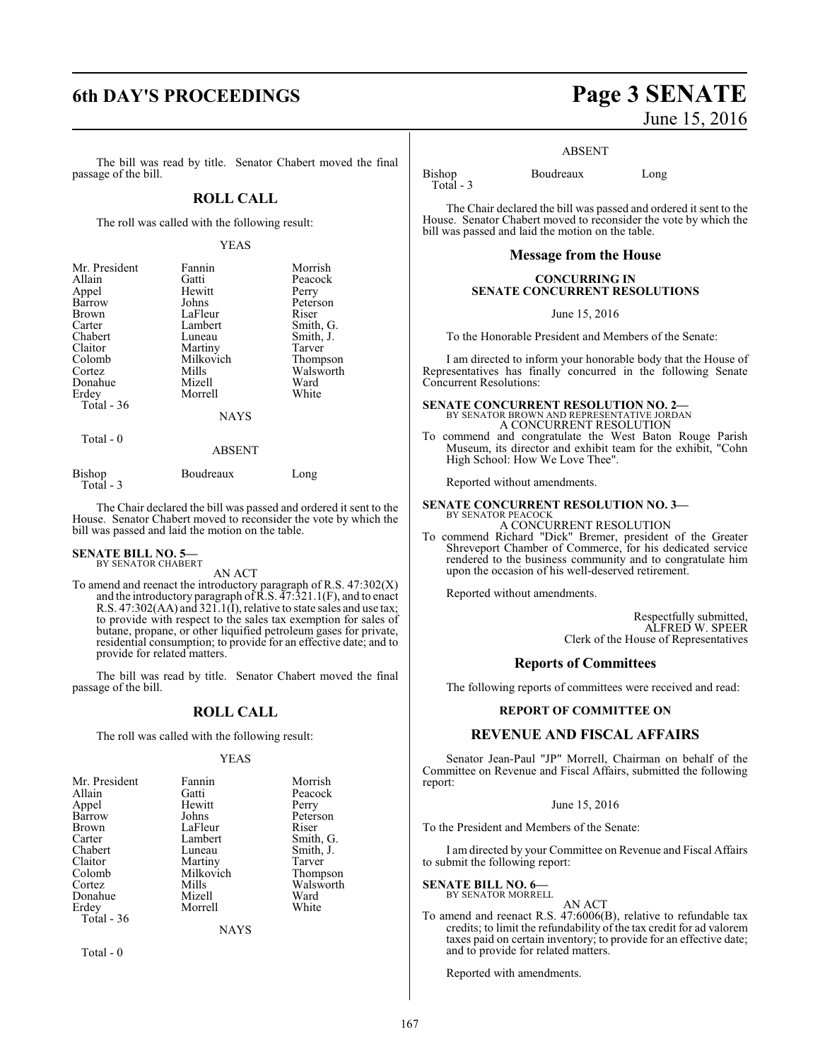The bill was read by title. Senator Chabert moved the final passage of the bill.

## ROLL CALL

The roll was called with the following result:

YEAS

| | | |
|---|---|---|
| Mr. President | Fannin | Morrish |
| Allain | Gatti | Peacock |
| Appel | Hewitt | Perry |
| Barrow | Johns | Peterson |
| Brown | LaFleur | Riser |
| Carter | Lambert | Smith, G. |
| Chabert | Luneau | Smith, J. |
| Claitor | Martiny | Tarver |
| Colomb | Milkovich | Thompson |
| Cortez | Mills | Walsworth |
| Donahue | Mizell | Ward |
| Erdey | Morrell | White |

Total - 36

NAYS

Total - 0

ABSENT

| | | |
|---|---|---|
| Bishop | Boudreaux | Long |

Total - 3

The Chair declared the bill was passed and ordered it sent to the House. Senator Chabert moved to reconsider the vote by which the bill was passed and laid the motion on the table.

**SENATE BILL NO. 5—**
BY SENATOR CHABERT

AN ACT

To amend and reenact the introductory paragraph of R.S. 47:302(X) and the introductory paragraph of R.S. 47:321.1(F), and to enact R.S. 47:302(AA) and 321.1(I), relative to state sales and use tax; to provide with respect to the sales tax exemption for sales of butane, propane, or other liquified petroleum gases for private, residential consumption; to provide for an effective date; and to provide for related matters.

The bill was read by title. Senator Chabert moved the final passage of the bill.

## ROLL CALL

The roll was called with the following result:

YEAS

| | | |
|---|---|---|
| Mr. President | Fannin | Morrish |
| Allain | Gatti | Peacock |
| Appel | Hewitt | Perry |
| Barrow | Johns | Peterson |
| Brown | LaFleur | Riser |
| Carter | Lambert | Smith, G. |
| Chabert | Luneau | Smith, J. |
| Claitor | Martiny | Tarver |
| Colomb | Milkovich | Thompson |
| Cortez | Mills | Walsworth |
| Donahue | Mizell | Ward |
| Erdey | Morrell | White |

Total - 36

NAYS

Total - 0

ABSENT

| | | |
|---|---|---|
| Bishop | Boudreaux | Long |

Total - 3

The Chair declared the bill was passed and ordered it sent to the House. Senator Chabert moved to reconsider the vote by which the bill was passed and laid the motion on the table.

## Message from the House

### CONCURRING IN SENATE CONCURRENT RESOLUTIONS

June 15, 2016

To the Honorable President and Members of the Senate:

I am directed to inform your honorable body that the House of Representatives has finally concurred in the following Senate Concurrent Resolutions:

**SENATE CONCURRENT RESOLUTION NO. 2—**
BY SENATOR BROWN AND REPRESENTATIVE JORDAN

A CONCURRENT RESOLUTION

To commend and congratulate the West Baton Rouge Parish Museum, its director and exhibit team for the exhibit, "Cohn High School: How We Love Thee".

Reported without amendments.

**SENATE CONCURRENT RESOLUTION NO. 3—**
BY SENATOR PEACOCK

A CONCURRENT RESOLUTION

To commend Richard "Dick" Bremer, president of the Greater Shreveport Chamber of Commerce, for his dedicated service rendered to the business community and to congratulate him upon the occasion of his well-deserved retirement.

Reported without amendments.

Respectfully submitted,
ALFRED W. SPEER
Clerk of the House of Representatives

## Reports of Committees

The following reports of committees were received and read:

### REPORT OF COMMITTEE ON

## REVENUE AND FISCAL AFFAIRS

Senator Jean-Paul "JP" Morrell, Chairman on behalf of the Committee on Revenue and Fiscal Affairs, submitted the following report:

June 15, 2016

To the President and Members of the Senate:

I am directed by your Committee on Revenue and Fiscal Affairs to submit the following report:

**SENATE BILL NO. 6—**
BY SENATOR MORRELL

AN ACT

To amend and reenact R.S. 47:6006(B), relative to refundable tax credits; to limit the refundability of the tax credit for ad valorem taxes paid on certain inventory; to provide for an effective date; and to provide for related matters.

Reported with amendments.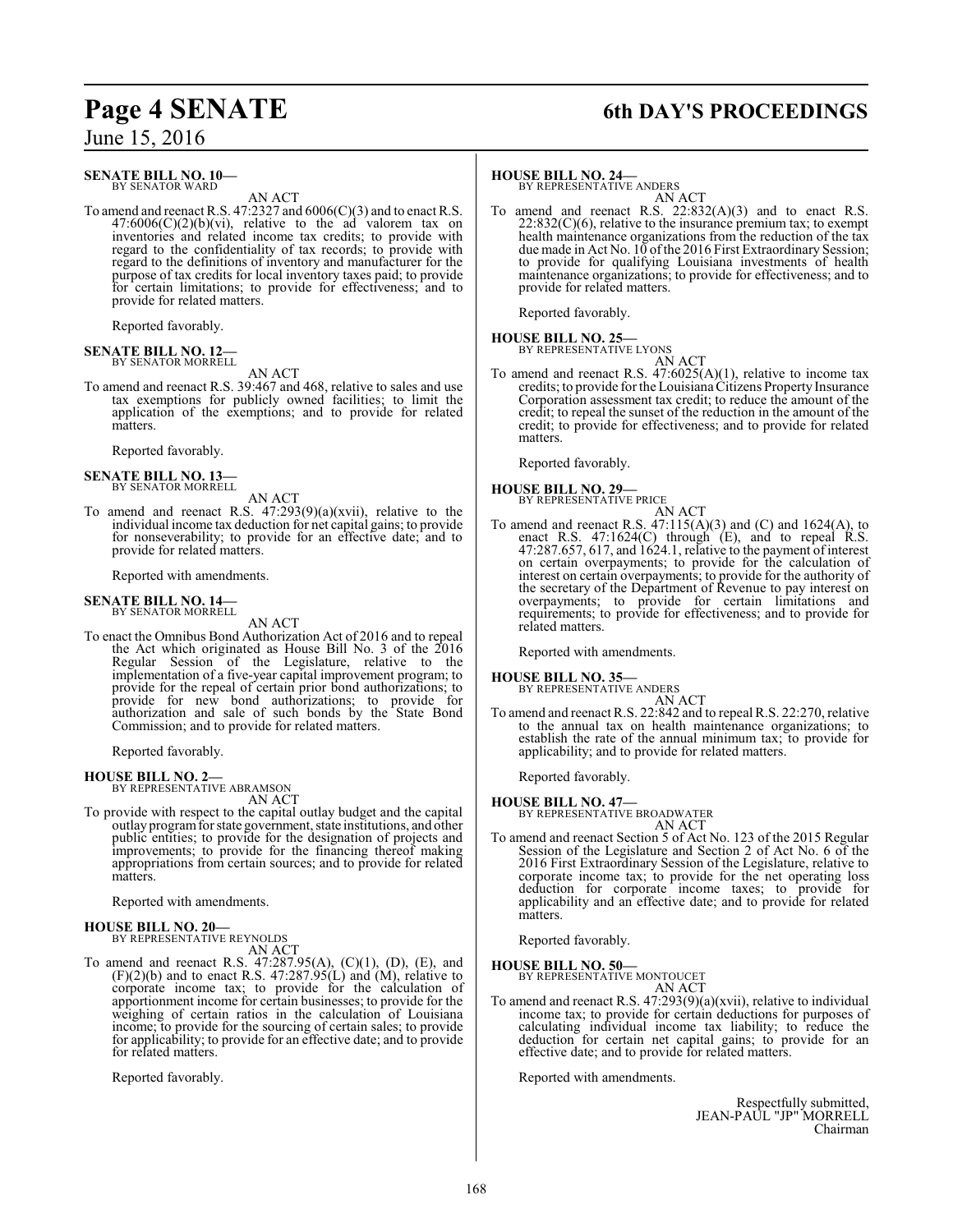**SENATE BILL NO. 10—**
BY SENATOR WARD

AN ACT

To amend and reenact R.S. 47:2327 and 6006(C)(3) and to enact R.S. 47:6006(C)(2)(b)(vi), relative to the ad valorem tax on inventories and related income tax credits; to provide with regard to the confidentiality of tax records; to provide with regard to the definitions of inventory and manufacturer for the purpose of tax credits for local inventory taxes paid; to provide for certain limitations; to provide for effectiveness; and to provide for related matters.

Reported favorably.

**SENATE BILL NO. 12—**
BY SENATOR MORRELL

AN ACT

To amend and reenact R.S. 39:467 and 468, relative to sales and use tax exemptions for publicly owned facilities; to limit the application of the exemptions; and to provide for related matters.

Reported favorably.

**SENATE BILL NO. 13—**
BY SENATOR MORRELL

AN ACT

To amend and reenact R.S. 47:293(9)(a)(xvii), relative to the individual income tax deduction for net capital gains; to provide for nonseverability; to provide for an effective date; and to provide for related matters.

Reported with amendments.

**SENATE BILL NO. 14—**
BY SENATOR MORRELL

AN ACT

To enact the Omnibus Bond Authorization Act of 2016 and to repeal the Act which originated as House Bill No. 3 of the 2016 Regular Session of the Legislature, relative to the implementation of a five-year capital improvement program; to provide for the repeal of certain prior bond authorizations; to provide for new bond authorizations; to provide for authorization and sale of such bonds by the State Bond Commission; and to provide for related matters.

Reported favorably.

**HOUSE BILL NO. 2—**
BY REPRESENTATIVE ABRAMSON

AN ACT

To provide with respect to the capital outlay budget and the capital outlay program for state government, state institutions, and other public entities; to provide for the designation of projects and improvements; to provide for the financing thereof making appropriations from certain sources; and to provide for related matters.

Reported with amendments.

**HOUSE BILL NO. 20—**
BY REPRESENTATIVE REYNOLDS

AN ACT

To amend and reenact R.S. 47:287.95(A), (C)(1), (D), (E), and (F)(2)(b) and to enact R.S. 47:287.95(L) and (M), relative to corporate income tax; to provide for the calculation of apportionment income for certain businesses; to provide for the weighing of certain ratios in the calculation of Louisiana income; to provide for the sourcing of certain sales; to provide for applicability; to provide for an effective date; and to provide for related matters.

Reported favorably.

**HOUSE BILL NO. 24—**
BY REPRESENTATIVE ANDERS

AN ACT

To amend and reenact R.S. 22:832(A)(3) and to enact R.S. 22:832(C)(6), relative to the insurance premium tax; to exempt health maintenance organizations from the reduction of the tax due made in Act No. 10 of the 2016 First Extraordinary Session; to provide for qualifying Louisiana investments of health maintenance organizations; to provide for effectiveness; and to provide for related matters.

Reported favorably.

**HOUSE BILL NO. 25—**
BY REPRESENTATIVE LYONS

AN ACT

To amend and reenact R.S. 47:6025(A)(1), relative to income tax credits; to provide for the Louisiana Citizens Property Insurance Corporation assessment tax credit; to reduce the amount of the credit; to repeal the sunset of the reduction in the amount of the credit; to provide for effectiveness; and to provide for related matters.

Reported favorably.

**HOUSE BILL NO. 29—**
BY REPRESENTATIVE PRICE

AN ACT

To amend and reenact R.S. 47:115(A)(3) and (C) and 1624(A), to enact R.S. 47:1624(C) through (E), and to repeal R.S. 47:287.657, 617, and 1624.1, relative to the payment of interest on certain overpayments; to provide for the calculation of interest on certain overpayments; to provide for the authority of the secretary of the Department of Revenue to pay interest on overpayments; to provide for certain limitations and requirements; to provide for effectiveness; and to provide for related matters.

Reported with amendments.

**HOUSE BILL NO. 35—**
BY REPRESENTATIVE ANDERS

AN ACT

To amend and reenact R.S. 22:842 and to repeal R.S. 22:270, relative to the annual tax on health maintenance organizations; to establish the rate of the annual minimum tax; to provide for applicability; and to provide for related matters.

Reported favorably.

**HOUSE BILL NO. 47—**
BY REPRESENTATIVE BROADWATER

AN ACT

To amend and reenact Section 5 of Act No. 123 of the 2015 Regular Session of the Legislature and Section 2 of Act No. 6 of the 2016 First Extraordinary Session of the Legislature, relative to corporate income tax; to provide for the net operating loss deduction for corporate income taxes; to provide for applicability and an effective date; and to provide for related matters.

Reported favorably.

**HOUSE BILL NO. 50—**
BY REPRESENTATIVE MONTOUCET

AN ACT

To amend and reenact R.S. 47:293(9)(a)(xvii), relative to individual income tax; to provide for certain deductions for purposes of calculating individual income tax liability; to reduce the deduction for certain net capital gains; to provide for an effective date; and to provide for related matters.

Reported with amendments.

Respectfully submitted,
JEAN-PAUL "JP" MORRELL
Chairman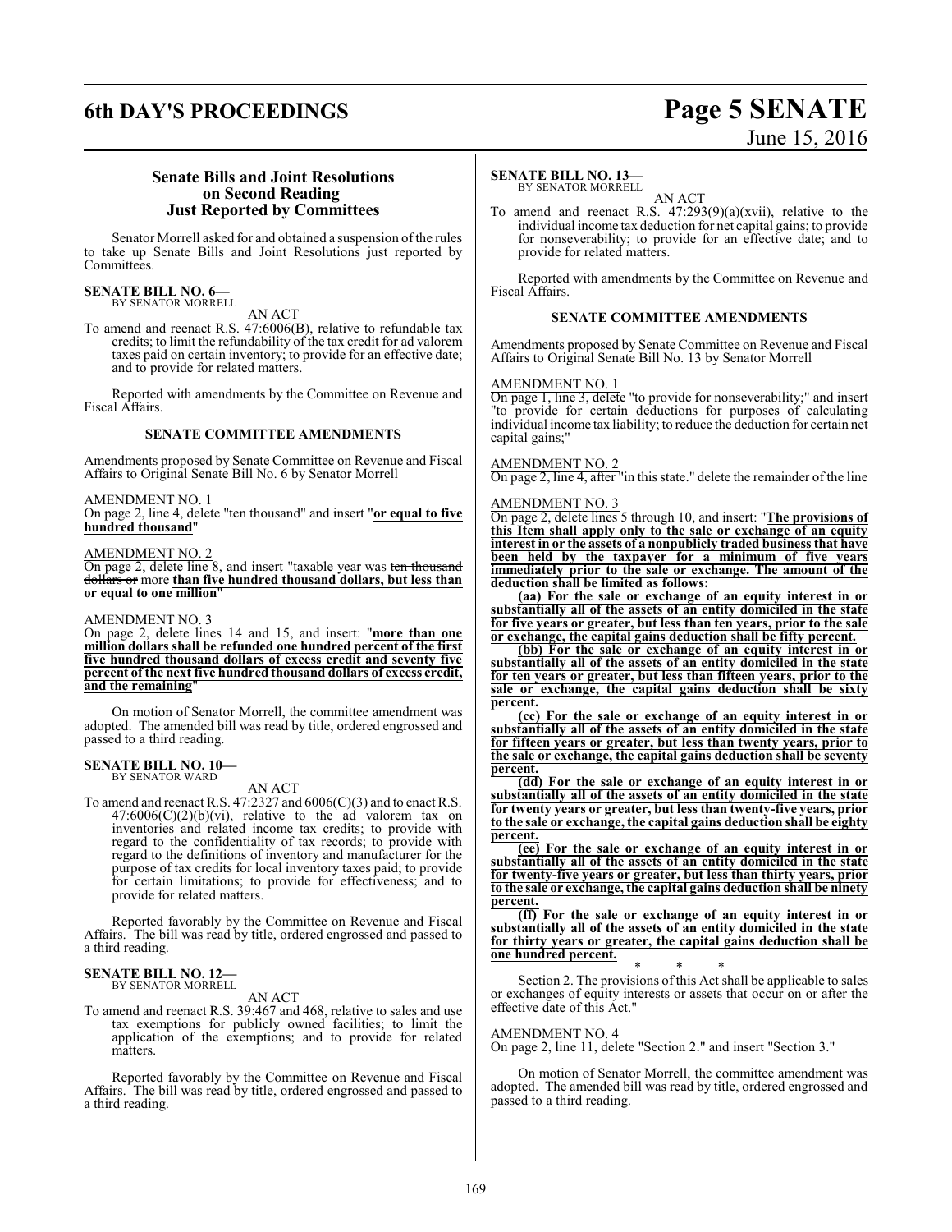## Senate Bills and Joint Resolutions on Second Reading Just Reported by Committees

Senator Morrell asked for and obtained a suspension of the rules to take up Senate Bills and Joint Resolutions just reported by Committees.

**SENATE BILL NO. 6—**
BY SENATOR MORRELL

AN ACT

To amend and reenact R.S. 47:6006(B), relative to refundable tax credits; to limit the refundability of the tax credit for ad valorem taxes paid on certain inventory; to provide for an effective date; and to provide for related matters.

Reported with amendments by the Committee on Revenue and Fiscal Affairs.

**SENATE COMMITTEE AMENDMENTS**

Amendments proposed by Senate Committee on Revenue and Fiscal Affairs to Original Senate Bill No. 6 by Senator Morrell

AMENDMENT NO. 1
On page 2, line 4, delete "ten thousand" and insert "**or equal to five hundred thousand**"

AMENDMENT NO. 2
On page 2, delete line 8, and insert "taxable year was ~~ten thousand dollars or~~ more **than five hundred thousand dollars, but less than or equal to one million**"

AMENDMENT NO. 3
On page 2, delete lines 14 and 15, and insert: "**more than one million dollars shall be refunded one hundred percent of the first five hundred thousand dollars of excess credit and seventy five percent of the next five hundred thousand dollars of excess credit, and the remaining**"

On motion of Senator Morrell, the committee amendment was adopted. The amended bill was read by title, ordered engrossed and passed to a third reading.

**SENATE BILL NO. 10—**
BY SENATOR WARD

AN ACT

To amend and reenact R.S. 47:2327 and 6006(C)(3) and to enact R.S. 47:6006(C)(2)(b)(vi), relative to the ad valorem tax on inventories and related income tax credits; to provide with regard to the confidentiality of tax records; to provide with regard to the definitions of inventory and manufacturer for the purpose of tax credits for local inventory taxes paid; to provide for certain limitations; to provide for effectiveness; and to provide for related matters.

Reported favorably by the Committee on Revenue and Fiscal Affairs. The bill was read by title, ordered engrossed and passed to a third reading.

**SENATE BILL NO. 12—**
BY SENATOR MORRELL

AN ACT

To amend and reenact R.S. 39:467 and 468, relative to sales and use tax exemptions for publicly owned facilities; to limit the application of the exemptions; and to provide for related matters.

Reported favorably by the Committee on Revenue and Fiscal Affairs. The bill was read by title, ordered engrossed and passed to a third reading.

**SENATE BILL NO. 13—**
BY SENATOR MORRELL

AN ACT

To amend and reenact R.S. 47:293(9)(a)(xvii), relative to the individual income tax deduction for net capital gains; to provide for nonseverability; to provide for an effective date; and to provide for related matters.

Reported with amendments by the Committee on Revenue and Fiscal Affairs.

**SENATE COMMITTEE AMENDMENTS**

Amendments proposed by Senate Committee on Revenue and Fiscal Affairs to Original Senate Bill No. 13 by Senator Morrell

AMENDMENT NO. 1
On page 1, line 3, delete "to provide for nonseverability;" and insert "to provide for certain deductions for purposes of calculating individual income tax liability; to reduce the deduction for certain net capital gains;"

AMENDMENT NO. 2
On page 2, line 4, after "in this state." delete the remainder of the line

AMENDMENT NO. 3
On page 2, delete lines 5 through 10, and insert: "**The provisions of this Item shall apply only to the sale or exchange of an equity interest in or the assets of a nonpublicly traded business that have been held by the taxpayer for a minimum of five years immediately prior to the sale or exchange. The amount of the deduction shall be limited as follows:**

**(aa) For the sale or exchange of an equity interest in or substantially all of the assets of an entity domiciled in the state for five years or greater, but less than ten years, prior to the sale or exchange, the capital gains deduction shall be fifty percent.**

**(bb) For the sale or exchange of an equity interest in or substantially all of the assets of an entity domiciled in the state for ten years or greater, but less than fifteen years, prior to the sale or exchange, the capital gains deduction shall be sixty percent.**

**(cc) For the sale or exchange of an equity interest in or substantially all of the assets of an entity domiciled in the state for fifteen years or greater, but less than twenty years, prior to the sale or exchange, the capital gains deduction shall be seventy percent.**

**(dd) For the sale or exchange of an equity interest in or substantially all of the assets of an entity domiciled in the state for twenty years or greater, but less than twenty-five years, prior to the sale or exchange, the capital gains deduction shall be eighty percent.**

**(ee) For the sale or exchange of an equity interest in or substantially all of the assets of an entity domiciled in the state for twenty-five years or greater, but less than thirty years, prior to the sale or exchange, the capital gains deduction shall be ninety percent.**

**(ff) For the sale or exchange of an equity interest in or substantially all of the assets of an entity domiciled in the state for thirty years or greater, the capital gains deduction shall be one hundred percent.**

\* \* \*

Section 2. The provisions of this Act shall be applicable to sales or exchanges of equity interests or assets that occur on or after the effective date of this Act."

AMENDMENT NO. 4
On page 2, line 11, delete "Section 2." and insert "Section 3."

On motion of Senator Morrell, the committee amendment was adopted. The amended bill was read by title, ordered engrossed and passed to a third reading.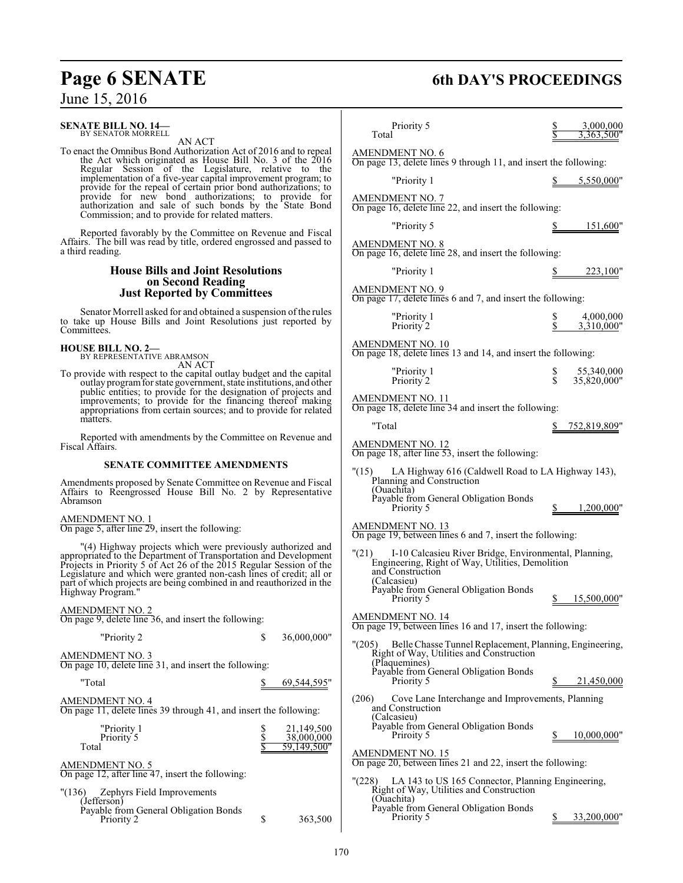**SENATE BILL NO. 14—**
BY SENATOR MORRELL

AN ACT

To enact the Omnibus Bond Authorization Act of 2016 and to repeal the Act which originated as House Bill No. 3 of the 2016 Regular Session of the Legislature, relative to the implementation of a five-year capital improvement program; to provide for the repeal of certain prior bond authorizations; to provide for new bond authorizations; to provide for authorization and sale of such bonds by the State Bond Commission; and to provide for related matters.

Reported favorably by the Committee on Revenue and Fiscal Affairs. The bill was read by title, ordered engrossed and passed to a third reading.

## House Bills and Joint Resolutions on Second Reading Just Reported by Committees

Senator Morrell asked for and obtained a suspension of the rules to take up House Bills and Joint Resolutions just reported by Committees.

**HOUSE BILL NO. 2—**
BY REPRESENTATIVE ABRAMSON

AN ACT

To provide with respect to the capital outlay budget and the capital outlay program for state government, state institutions, and other public entities; to provide for the designation of projects and improvements; to provide for the financing thereof making appropriations from certain sources; and to provide for related matters.

Reported with amendments by the Committee on Revenue and Fiscal Affairs.

### SENATE COMMITTEE AMENDMENTS

Amendments proposed by Senate Committee on Revenue and Fiscal Affairs to Reengrossed House Bill No. 2 by Representative Abramson

AMENDMENT NO. 1
On page 5, after line 29, insert the following:

"(4) Highway projects which were previously authorized and appropriated to the Department of Transportation and Development Projects in Priority 5 of Act 26 of the 2015 Regular Session of the Legislature and which were granted non-cash lines of credit; all or part of which projects are being combined in and reauthorized in the Highway Program."

AMENDMENT NO. 2
On page 9, delete line 36, and insert the following:

"Priority 2 $ 36,000,000"

AMENDMENT NO. 3
On page 10, delete line 31, and insert the following:

"Total $ 69,544,595"

AMENDMENT NO. 4
On page 11, delete lines 39 through 41, and insert the following:

"Priority 1 $ 21,149,500
Priority 5 $ 38,000,000
Total $ 59,149,500"

AMENDMENT NO. 5
On page 12, after line 47, insert the following:

"(136) Zephyrs Field Improvements
(Jefferson)
Payable from General Obligation Bonds
Priority 2 $ 363,500
Priority 5 $ 3,000,000
Total $ 3,363,500"

AMENDMENT NO. 6
On page 13, delete lines 9 through 11, and insert the following:

"Priority 1 $ 5,550,000"

AMENDMENT NO. 7
On page 16, delete line 22, and insert the following:

"Priority 5 $ 151,600"

AMENDMENT NO. 8
On page 16, delete line 28, and insert the following:

"Priority 1 $ 223,100"

AMENDMENT NO. 9
On page 17, delete lines 6 and 7, and insert the following:

"Priority 1 $ 4,000,000
Priority 2 $ 3,310,000"

AMENDMENT NO. 10
On page 18, delete lines 13 and 14, and insert the following:

"Priority 1 $ 55,340,000
Priority 2 $ 35,820,000"

AMENDMENT NO. 11
On page 18, delete line 34 and insert the following:

"Total $ 752,819,809"

AMENDMENT NO. 12
On page 18, after line 53, insert the following:

"(15) LA Highway 616 (Caldwell Road to LA Highway 143), Planning and Construction
(Ouachita)
Payable from General Obligation Bonds
Priority 5 $ 1,200,000"

AMENDMENT NO. 13
On page 19, between lines 6 and 7, insert the following:

"(21) I-10 Calcasieu River Bridge, Environmental, Planning, Engineering, Right of Way, Utilities, Demolition and Construction
(Calcasieu)
Payable from General Obligation Bonds
Priority 5 $ 15,500,000"

AMENDMENT NO. 14
On page 19, between lines 16 and 17, insert the following:

"(205) Belle Chasse Tunnel Replacement, Planning, Engineering, Right of Way, Utilities and Construction
(Plaquemines)
Payable from General Obligation Bonds
Priority 5 $ 21,450,000

(206) Cove Lane Interchange and Improvements, Planning and Construction
(Calcasieu)
Payable from General Obligation Bonds
Prirority 5 $ 10,000,000"

AMENDMENT NO. 15
On page 20, between lines 21 and 22, insert the following:

"(228) LA 143 to US 165 Connector, Planning Engineering, Right of Way, Utilities and Construction
(Ouachita)
Payable from General Obligation Bonds
Priority 5 $ 33,200,000"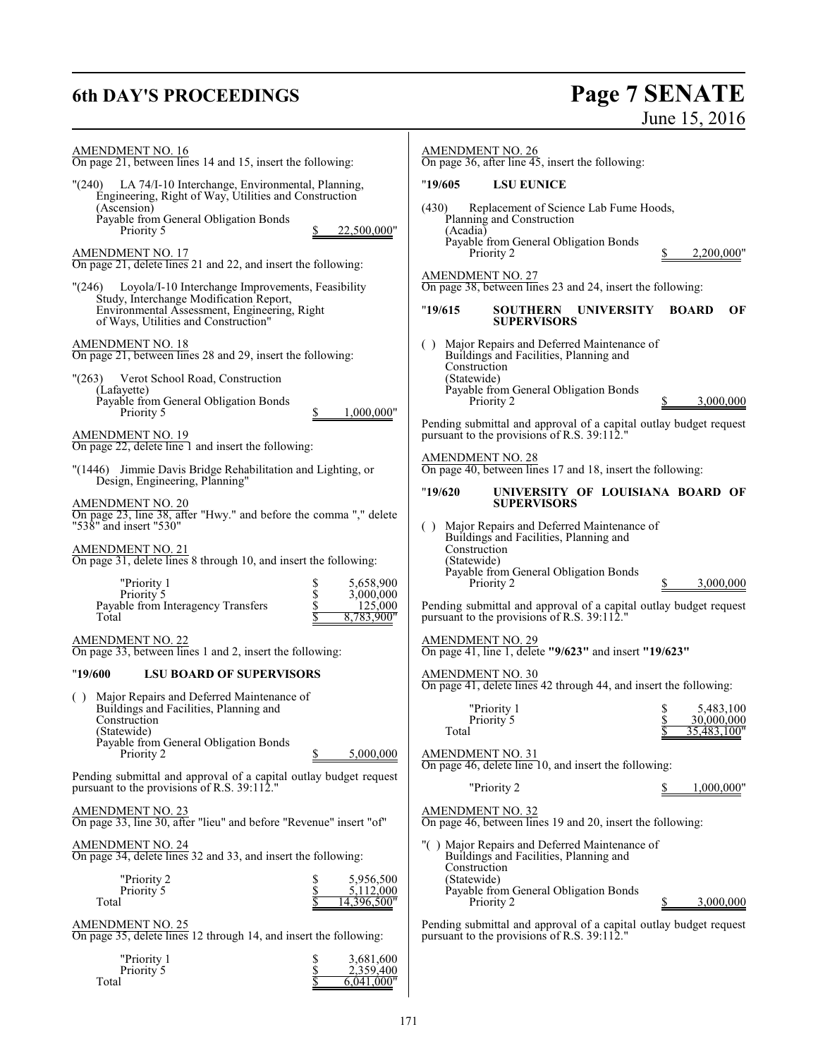AMENDMENT NO. 16
On page 21, between lines 14 and 15, insert the following:

"(240) LA 74/I-10 Interchange, Environmental, Planning, Engineering, Right of Way, Utilities and Construction
(Ascension)
Payable from General Obligation Bonds
Priority 5 $ 22,500,000"

AMENDMENT NO. 17
On page 21, delete lines 21 and 22, and insert the following:

"(246) Loyola/I-10 Interchange Improvements, Feasibility Study, Interchange Modification Report, Environmental Assessment, Engineering, Right of Ways, Utilities and Construction"

AMENDMENT NO. 18
On page 21, between lines 28 and 29, insert the following:

"(263) Verot School Road, Construction
(Lafayette)
Payable from General Obligation Bonds
Priority 5 $ 1,000,000"

AMENDMENT NO. 19
On page 22, delete line 1 and insert the following:

"(1446) Jimmie Davis Bridge Rehabilitation and Lighting, or Design, Engineering, Planning"

AMENDMENT NO. 20
On page 23, line 38, after "Hwy." and before the comma "," delete "538" and insert "530"

AMENDMENT NO. 21
On page 31, delete lines 8 through 10, and insert the following:

| | |
|---|---|
| "Priority 1 | $ 5,658,900 |
| Priority 5 | $ 3,000,000 |
| Payable from Interagency Transfers | $ 125,000 |
| Total | $ 8,783,900" |

AMENDMENT NO. 22
On page 33, between lines 1 and 2, insert the following:

"**19/600 LSU BOARD OF SUPERVISORS**

( ) Major Repairs and Deferred Maintenance of Buildings and Facilities, Planning and Construction
(Statewide)
Payable from General Obligation Bonds
Priority 2 $ 5,000,000

Pending submittal and approval of a capital outlay budget request pursuant to the provisions of R.S. 39:112."

AMENDMENT NO. 23
On page 33, line 30, after "lieu" and before "Revenue" insert "of"

AMENDMENT NO. 24
On page 34, delete lines 32 and 33, and insert the following:

| | |
|---|---|
| "Priority 2 | $ 5,956,500 |
| Priority 5 | $ 5,112,000 |
| Total | $ 14,396,500" |

AMENDMENT NO. 25
On page 35, delete lines 12 through 14, and insert the following:

| | |
|---|---|
| "Priority 1 | $ 3,681,600 |
| Priority 5 | $ 2,359,400 |
| Total | $ 6,041,000" |

AMENDMENT NO. 26
On page 36, after line 45, insert the following:

"**19/605 LSU EUNICE**

(430) Replacement of Science Lab Fume Hoods, Planning and Construction
(Acadia)
Payable from General Obligation Bonds
Priority 2 $ 2,200,000"

AMENDMENT NO. 27
On page 38, between lines 23 and 24, insert the following:

"**19/615 SOUTHERN UNIVERSITY BOARD OF SUPERVISORS**

( ) Major Repairs and Deferred Maintenance of Buildings and Facilities, Planning and Construction
(Statewide)
Payable from General Obligation Bonds
Priority 2 $ 3,000,000

Pending submittal and approval of a capital outlay budget request pursuant to the provisions of R.S. 39:112."

AMENDMENT NO. 28
On page 40, between lines 17 and 18, insert the following:

"**19/620 UNIVERSITY OF LOUISIANA BOARD OF SUPERVISORS**

( ) Major Repairs and Deferred Maintenance of Buildings and Facilities, Planning and Construction
(Statewide)
Payable from General Obligation Bonds
Priority 2 $ 3,000,000

Pending submittal and approval of a capital outlay budget request pursuant to the provisions of R.S. 39:112."

AMENDMENT NO. 29
On page 41, line 1, delete **"9/623"** and insert **"19/623"**

AMENDMENT NO. 30
On page 41, delete lines 42 through 44, and insert the following:

| | |
|---|---|
| "Priority 1 | $ 5,483,100 |
| Priority 5 | $ 30,000,000 |
| Total | $ 35,483,100" |

AMENDMENT NO. 31
On page 46, delete line 10, and insert the following:

"Priority 2 $ 1,000,000"

AMENDMENT NO. 32
On page 46, between lines 19 and 20, insert the following:

"( ) Major Repairs and Deferred Maintenance of Buildings and Facilities, Planning and Construction
(Statewide)
Payable from General Obligation Bonds
Priority 2 $ 3,000,000

Pending submittal and approval of a capital outlay budget request pursuant to the provisions of R.S. 39:112."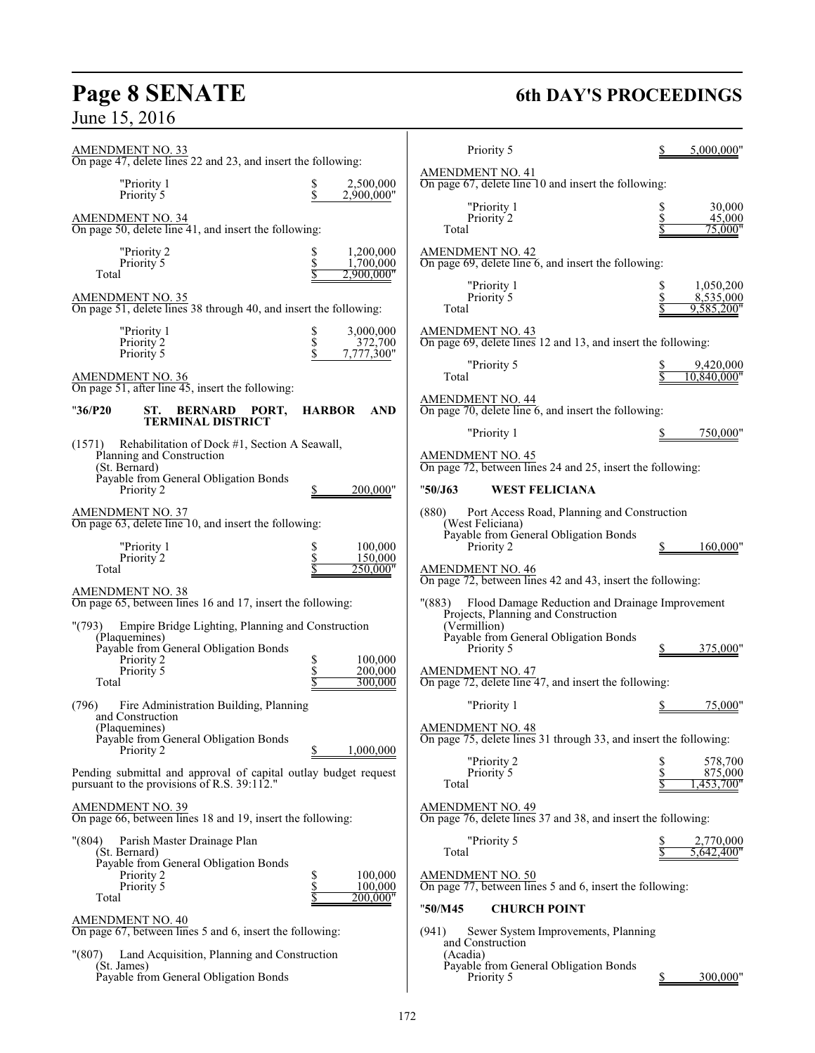AMENDMENT NO. 33
On page 47, delete lines 22 and 23, and insert the following:

| | |
|---|---|
| "Priority 1 | $ 2,500,000 |
| Priority 5 | $ 2,900,000" |

AMENDMENT NO. 34
On page 50, delete line 41, and insert the following:

| | |
|---|---|
| "Priority 2 | $ 1,200,000 |
| Priority 5 | $ 1,700,000 |
| Total | $ 2,900,000" |

AMENDMENT NO. 35
On page 51, delete lines 38 through 40, and insert the following:

| | |
|---|---|
| "Priority 1 | $ 3,000,000 |
| Priority 2 | $ 372,700 |
| Priority 5 | $ 7,777,300" |

AMENDMENT NO. 36
On page 51, after line 45, insert the following:

"36/P20 ST. BERNARD PORT, HARBOR AND TERMINAL DISTRICT

(1571) Rehabilitation of Dock #1, Section A Seawall, Planning and Construction
(St. Bernard)
Payable from General Obligation Bonds

| | |
|---|---|
| Priority 2 | $ 200,000" |

AMENDMENT NO. 37
On page 63, delete line 10, and insert the following:

| | |
|---|---|
| "Priority 1 | $ 100,000 |
| Priority 2 | $ 150,000 |
| Total | $ 250,000" |

AMENDMENT NO. 38
On page 65, between lines 16 and 17, insert the following:

"(793) Empire Bridge Lighting, Planning and Construction
(Plaquemines)
Payable from General Obligation Bonds

| | |
|---|---|
| Priority 2 | $ 100,000 |
| Priority 5 | $ 200,000 |
| Total | $ 300,000 |

(796) Fire Administration Building, Planning and Construction
(Plaquemines)
Payable from General Obligation Bonds

| | |
|---|---|
| Priority 2 | $ 1,000,000 |

Pending submittal and approval of capital outlay budget request pursuant to the provisions of R.S. 39:112."

AMENDMENT NO. 39
On page 66, between lines 18 and 19, insert the following:

"(804) Parish Master Drainage Plan
(St. Bernard)
Payable from General Obligation Bonds

| | |
|---|---|
| Priority 2 | $ 100,000 |
| Priority 5 | $ 100,000 |
| Total | $ 200,000" |

AMENDMENT NO. 40
On page 67, between lines 5 and 6, insert the following:

"(807) Land Acquisition, Planning and Construction
(St. James)
Payable from General Obligation Bonds

| | |
|---|---|
| Priority 5 | $ 5,000,000" |

AMENDMENT NO. 41
On page 67, delete line 10 and insert the following:

| | |
|---|---|
| "Priority 1 | $ 30,000 |
| Priority 2 | $ 45,000 |
| Total | $ 75,000" |

AMENDMENT NO. 42
On page 69, delete line 6, and insert the following:

| | |
|---|---|
| "Priority 1 | $ 1,050,200 |
| Priority 5 | $ 8,535,000 |
| Total | $ 9,585,200" |

AMENDMENT NO. 43
On page 69, delete lines 12 and 13, and insert the following:

| | |
|---|---|
| "Priority 5 | $ 9,420,000 |
| Total | $ 10,840,000" |

AMENDMENT NO. 44
On page 70, delete line 6, and insert the following:

| | |
|---|---|
| "Priority 1 | $ 750,000" |

AMENDMENT NO. 45
On page 72, between lines 24 and 25, insert the following:

"50/J63 WEST FELICIANA

(880) Port Access Road, Planning and Construction
(West Feliciana)
Payable from General Obligation Bonds

| | |
|---|---|
| Priority 2 | $ 160,000" |

AMENDMENT NO. 46
On page 72, between lines 42 and 43, insert the following:

"(883) Flood Damage Reduction and Drainage Improvement Projects, Planning and Construction
(Vermillion)
Payable from General Obligation Bonds

| | |
|---|---|
| Priority 5 | $ 375,000" |

AMENDMENT NO. 47
On page 72, delete line 47, and insert the following:

| | |
|---|---|
| "Priority 1 | $ 75,000" |

AMENDMENT NO. 48
On page 75, delete lines 31 through 33, and insert the following:

| | |
|---|---|
| "Priority 2 | $ 578,700 |
| Priority 5 | $ 875,000 |
| Total | $ 1,453,700" |

AMENDMENT NO. 49
On page 76, delete lines 37 and 38, and insert the following:

| | |
|---|---|
| "Priority 5 | $ 2,770,000 |
| Total | $ 5,642,400" |

AMENDMENT NO. 50
On page 77, between lines 5 and 6, insert the following:

"50/M45 CHURCH POINT

(941) Sewer System Improvements, Planning and Construction
(Acadia)
Payable from General Obligation Bonds

| | |
|---|---|
| Priority 5 | $ 300,000" |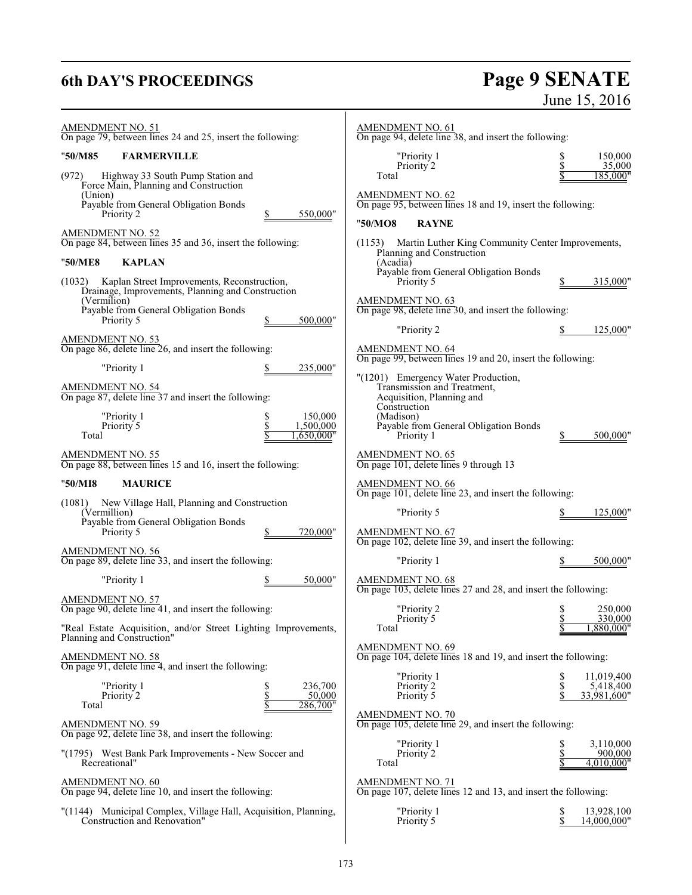AMENDMENT NO. 51
On page 79, between lines 24 and 25, insert the following:

"50/M85 **FARMERVILLE**

(972) Highway 33 South Pump Station and Force Main, Planning and Construction
(Union)
Payable from General Obligation Bonds
Priority 2 $ 550,000"

AMENDMENT NO. 52
On page 84, between lines 35 and 36, insert the following:

"50/ME8 **KAPLAN**

(1032) Kaplan Street Improvements, Reconstruction, Drainage, Improvements, Planning and Construction
(Vermilion)
Payable from General Obligation Bonds
Priority 5 $ 500,000"

AMENDMENT NO. 53
On page 86, delete line 26, and insert the following:

"Priority 1 $ 235,000"

AMENDMENT NO. 54
On page 87, delete line 37 and insert the following:

| | |
|---|---|
| "Priority 1 | $ 150,000 |
| Priority 5 | $ 1,500,000 |
| Total | $ 1,650,000" |

AMENDMENT NO. 55
On page 88, between lines 15 and 16, insert the following:

"50/MI8 **MAURICE**

(1081) New Village Hall, Planning and Construction
(Vermillion)
Payable from General Obligation Bonds
Priority 5 $ 720,000"

AMENDMENT NO. 56
On page 89, delete line 33, and insert the following:

"Priority 1 $ 50,000"

AMENDMENT NO. 57
On page 90, delete line 41, and insert the following:

"Real Estate Acquisition, and/or Street Lighting Improvements, Planning and Construction"

AMENDMENT NO. 58
On page 91, delete line 4, and insert the following:

| | |
|---|---|
| "Priority 1 | $ 236,700 |
| Priority 2 | $ 50,000 |
| Total | $ 286,700" |

AMENDMENT NO. 59
On page 92, delete line 38, and insert the following:

"(1795) West Bank Park Improvements - New Soccer and Recreational"

AMENDMENT NO. 60
On page 94, delete line 10, and insert the following:

"(1144) Municipal Complex, Village Hall, Acquisition, Planning, Construction and Renovation"

AMENDMENT NO. 61
On page 94, delete line 38, and insert the following:

| | |
|---|---|
| "Priority 1 | $ 150,000 |
| Priority 2 | $ 35,000 |
| Total | $ 185,000" |

AMENDMENT NO. 62
On page 95, between lines 18 and 19, insert the following:

"50/MO8 **RAYNE**

(1153) Martin Luther King Community Center Improvements, Planning and Construction
(Acadia)
Payable from General Obligation Bonds
Priority 5 $ 315,000"

AMENDMENT NO. 63
On page 98, delete line 30, and insert the following:

"Priority 2 $ 125,000"

AMENDMENT NO. 64
On page 99, between lines 19 and 20, insert the following:

"(1201) Emergency Water Production, Transmission and Treatment, Acquisition, Planning and Construction
(Madison)
Payable from General Obligation Bonds
Priority 1 $ 500,000"

AMENDMENT NO. 65
On page 101, delete lines 9 through 13

AMENDMENT NO. 66
On page 101, delete line 23, and insert the following:

"Priority 5 $ 125,000"

AMENDMENT NO. 67
On page 102, delete line 39, and insert the following:

"Priority 1 $ 500,000"

AMENDMENT NO. 68
On page 103, delete lines 27 and 28, and insert the following:

| | |
|---|---|
| "Priority 2 | $ 250,000 |
| Priority 5 | $ 330,000 |
| Total | $ 1,880,000" |

AMENDMENT NO. 69
On page 104, delete lines 18 and 19, and insert the following:

| | |
|---|---|
| "Priority 1 | $ 11,019,400 |
| Priority 2 | $ 5,418,400 |
| Priority 5 | $ 33,981,600" |

AMENDMENT NO. 70
On page 105, delete line 29, and insert the following:

| | |
|---|---|
| "Priority 1 | $ 3,110,000 |
| Priority 2 | $ 900,000 |
| Total | $ 4,010,000" |

AMENDMENT NO. 71
On page 107, delete lines 12 and 13, and insert the following:

| | |
|---|---|
| "Priority 1 | $ 13,928,100 |
| Priority 5 | $ 14,000,000" |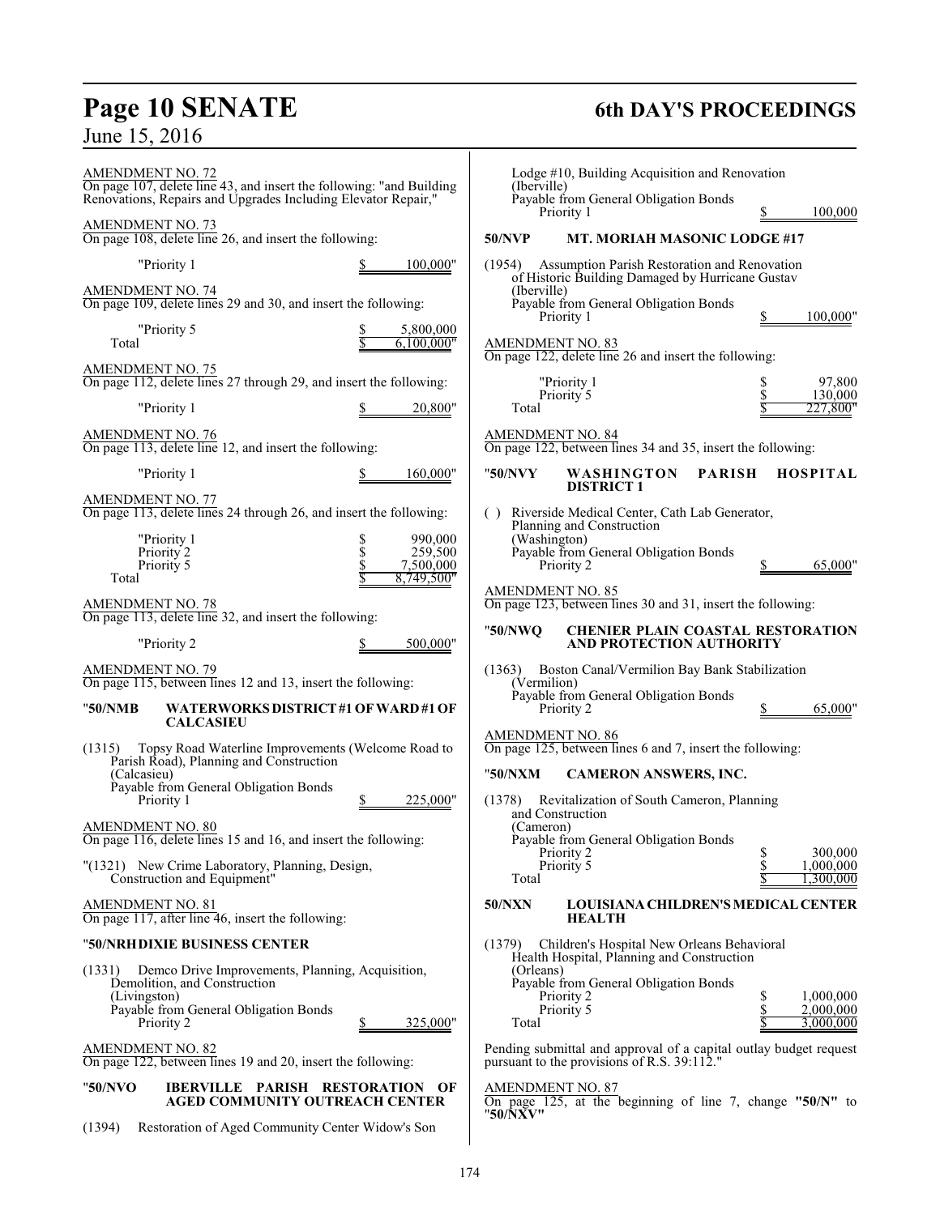AMENDMENT NO. 72
On page 107, delete line 43, and insert the following: "and Building Renovations, Repairs and Upgrades Including Elevator Repair,"

AMENDMENT NO. 73
On page 108, delete line 26, and insert the following:

| | |
|---|---|
| "Priority 1 | $ 100,000" |

AMENDMENT NO. 74
On page 109, delete lines 29 and 30, and insert the following:

| | |
|---|---|
| "Priority 5 | $ 5,800,000 |
| Total | $ 6,100,000" |

AMENDMENT NO. 75
On page 112, delete lines 27 through 29, and insert the following:

| | |
|---|---|
| "Priority 1 | $ 20,800" |

AMENDMENT NO. 76
On page 113, delete line 12, and insert the following:

| | |
|---|---|
| "Priority 1 | $ 160,000" |

AMENDMENT NO. 77
On page 113, delete lines 24 through 26, and insert the following:

| | |
|---|---|
| "Priority 1 | $ 990,000 |
| Priority 2 | $ 259,500 |
| Priority 5 | $ 7,500,000 |
| Total | $ 8,749,500" |

AMENDMENT NO. 78
On page 113, delete line 32, and insert the following:

| | |
|---|---|
| "Priority 2 | $ 500,000" |

AMENDMENT NO. 79
On page 115, between lines 12 and 13, insert the following:

"**50/NMB WATERWORKS DISTRICT #1 OF WARD #1 OF CALCASIEU**

(1315) Topsy Road Waterline Improvements (Welcome Road to Parish Road), Planning and Construction
(Calcasieu)
Payable from General Obligation Bonds

| | |
|---|---|
| Priority 1 | $ 225,000" |

AMENDMENT NO. 80
On page 116, delete lines 15 and 16, and insert the following:

"(1321) New Crime Laboratory, Planning, Design, Construction and Equipment"

AMENDMENT NO. 81
On page 117, after line 46, insert the following:

"**50/NRH DIXIE BUSINESS CENTER**

(1331) Demco Drive Improvements, Planning, Acquisition, Demolition, and Construction
(Livingston)
Payable from General Obligation Bonds

| | |
|---|---|
| Priority 2 | $ 325,000" |

AMENDMENT NO. 82
On page 122, between lines 19 and 20, insert the following:

"**50/NVO IBERVILLE PARISH RESTORATION OF AGED COMMUNITY OUTREACH CENTER**

(1394) Restoration of Aged Community Center Widow's Son Lodge #10, Building Acquisition and Renovation
(Iberville)
Payable from General Obligation Bonds

| | |
|---|---|
| Priority 1 | $ 100,000 |

**50/NVP MT. MORIAH MASONIC LODGE #17**

(1954) Assumption Parish Restoration and Renovation of Historic Building Damaged by Hurricane Gustav
(Iberville)
Payable from General Obligation Bonds

| | |
|---|---|
| Priority 1 | $ 100,000" |

AMENDMENT NO. 83
On page 122, delete line 26 and insert the following:

| | |
|---|---|
| "Priority 1 | $ 97,800 |
| Priority 5 | $ 130,000 |
| Total | $ 227,800" |

AMENDMENT NO. 84
On page 122, between lines 34 and 35, insert the following:

"**50/NVY WASHINGTON PARISH HOSPITAL DISTRICT 1**

( ) Riverside Medical Center, Cath Lab Generator, Planning and Construction
(Washington)
Payable from General Obligation Bonds

| | |
|---|---|
| Priority 2 | $ 65,000" |

AMENDMENT NO. 85
On page 123, between lines 30 and 31, insert the following:

"**50/NWQ CHENIER PLAIN COASTAL RESTORATION AND PROTECTION AUTHORITY**

(1363) Boston Canal/Vermilion Bay Bank Stabilization
(Vermilion)
Payable from General Obligation Bonds

| | |
|---|---|
| Priority 2 | $ 65,000" |

AMENDMENT NO. 86
On page 125, between lines 6 and 7, insert the following:

"**50/NXM CAMERON ANSWERS, INC.**

(1378) Revitalization of South Cameron, Planning and Construction
(Cameron)
Payable from General Obligation Bonds

| | |
|---|---|
| Priority 2 | $ 300,000 |
| Priority 5 | $ 1,000,000 |
| Total | $ 1,300,000 |

**50/NXN LOUISIANA CHILDREN'S MEDICAL CENTER HEALTH**

(1379) Children's Hospital New Orleans Behavioral Health Hospital, Planning and Construction
(Orleans)
Payable from General Obligation Bonds

| | |
|---|---|
| Priority 2 | $ 1,000,000 |
| Priority 5 | $ 2,000,000 |
| Total | $ 3,000,000 |

Pending submittal and approval of a capital outlay budget request pursuant to the provisions of R.S. 39:112."

AMENDMENT NO. 87
On page 125, at the beginning of line 7, change **"50/N"** to **"50/NXV"**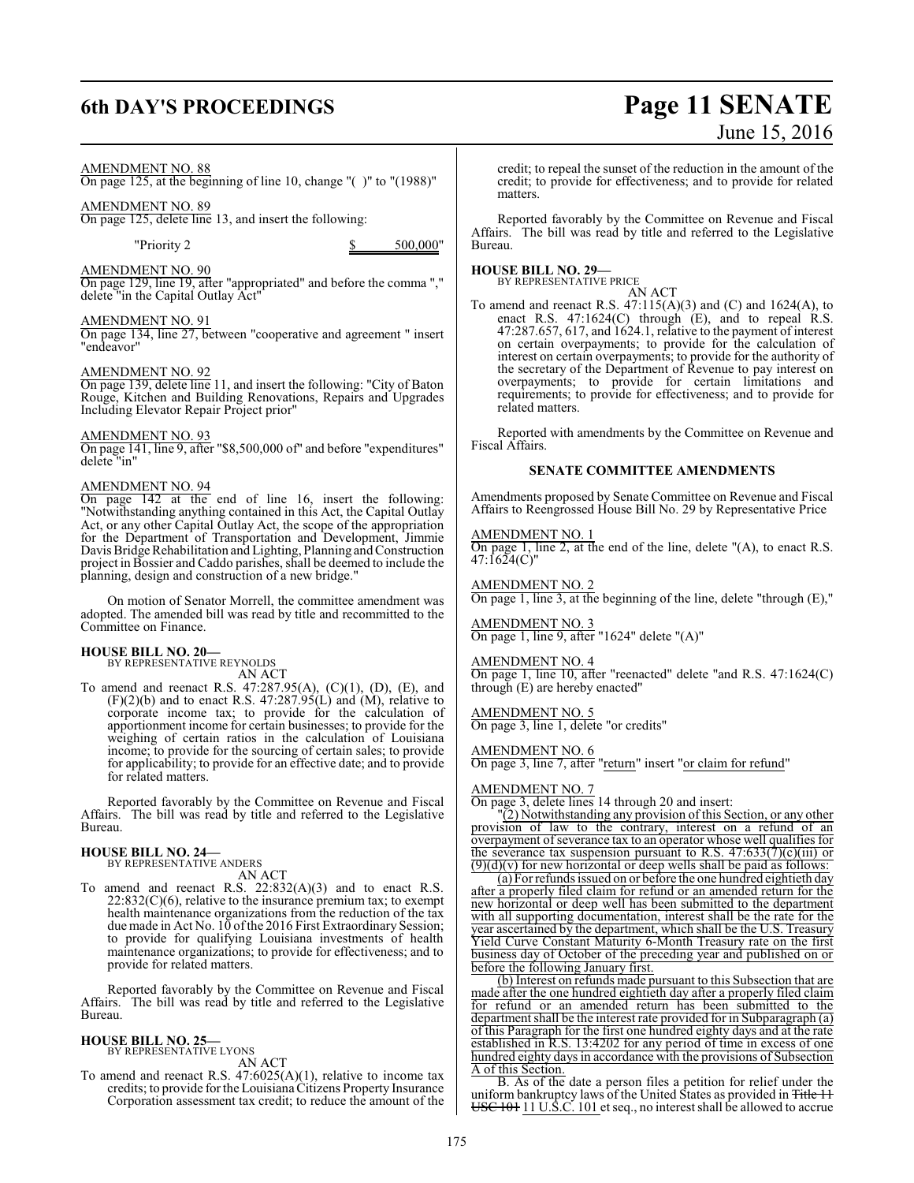AMENDMENT NO. 88
On page 125, at the beginning of line 10, change "( )" to "(1988)"

AMENDMENT NO. 89
On page 125, delete line 13, and insert the following:

"Priority 2 $ 500,000"

AMENDMENT NO. 90
On page 129, line 19, after "appropriated" and before the comma "," delete "in the Capital Outlay Act"

AMENDMENT NO. 91
On page 134, line 27, between "cooperative and agreement " insert "endeavor"

AMENDMENT NO. 92
On page 139, delete line 11, and insert the following: "City of Baton Rouge, Kitchen and Building Renovations, Repairs and Upgrades Including Elevator Repair Project prior"

AMENDMENT NO. 93
On page 141, line 9, after "$8,500,000 of" and before "expenditures" delete "in"

AMENDMENT NO. 94
On page 142 at the end of line 16, insert the following: "Notwithstanding anything contained in this Act, the Capital Outlay Act, or any other Capital Outlay Act, the scope of the appropriation for the Department of Transportation and Development, Jimmie Davis Bridge Rehabilitation and Lighting, Planning and Construction project in Bossier and Caddo parishes, shall be deemed to include the planning, design and construction of a new bridge."

On motion of Senator Morrell, the committee amendment was adopted. The amended bill was read by title and recommitted to the Committee on Finance.

**HOUSE BILL NO. 20—**
BY REPRESENTATIVE REYNOLDS
AN ACT

To amend and reenact R.S. 47:287.95(A), (C)(1), (D), (E), and (F)(2)(b) and to enact R.S. 47:287.95(L) and (M), relative to corporate income tax; to provide for the calculation of apportionment income for certain businesses; to provide for the weighing of certain ratios in the calculation of Louisiana income; to provide for the sourcing of certain sales; to provide for applicability; to provide for an effective date; and to provide for related matters.

Reported favorably by the Committee on Revenue and Fiscal Affairs. The bill was read by title and referred to the Legislative Bureau.

**HOUSE BILL NO. 24—**
BY REPRESENTATIVE ANDERS
AN ACT

To amend and reenact R.S. 22:832(A)(3) and to enact R.S. 22:832(C)(6), relative to the insurance premium tax; to exempt health maintenance organizations from the reduction of the tax due made in Act No. 10 of the 2016 First Extraordinary Session; to provide for qualifying Louisiana investments of health maintenance organizations; to provide for effectiveness; and to provide for related matters.

Reported favorably by the Committee on Revenue and Fiscal Affairs. The bill was read by title and referred to the Legislative Bureau.

**HOUSE BILL NO. 25—**
BY REPRESENTATIVE LYONS
AN ACT

To amend and reenact R.S. 47:6025(A)(1), relative to income tax credits; to provide for the Louisiana Citizens Property Insurance Corporation assessment tax credit; to reduce the amount of the credit; to repeal the sunset of the reduction in the amount of the credit; to provide for effectiveness; and to provide for related matters.

Reported favorably by the Committee on Revenue and Fiscal Affairs. The bill was read by title and referred to the Legislative Bureau.

**HOUSE BILL NO. 29—**
BY REPRESENTATIVE PRICE
AN ACT

To amend and reenact R.S. 47:115(A)(3) and (C) and 1624(A), to enact R.S. 47:1624(C) through (E), and to repeal R.S. 47:287.657, 617, and 1624.1, relative to the payment of interest on certain overpayments; to provide for the calculation of interest on certain overpayments; to provide for the authority of the secretary of the Department of Revenue to pay interest on overpayments; to provide for certain limitations and requirements; to provide for effectiveness; and to provide for related matters.

Reported with amendments by the Committee on Revenue and Fiscal Affairs.

## SENATE COMMITTEE AMENDMENTS

Amendments proposed by Senate Committee on Revenue and Fiscal Affairs to Reengrossed House Bill No. 29 by Representative Price

AMENDMENT NO. 1
On page 1, line 2, at the end of the line, delete "(A), to enact R.S. 47:1624(C)"

AMENDMENT NO. 2
On page 1, line 3, at the beginning of the line, delete "through (E),"

AMENDMENT NO. 3
On page 1, line 9, after "1624" delete "(A)"

AMENDMENT NO. 4
On page 1, line 10, after "reenacted" delete "and R.S. 47:1624(C) through (E) are hereby enacted"

AMENDMENT NO. 5
On page 3, line 1, delete "or credits"

AMENDMENT NO. 6
On page 3, line 7, after "return" insert "or claim for refund"

AMENDMENT NO. 7
On page 3, delete lines 14 through 20 and insert:

"(2) Notwithstanding any provision of this Section, or any other provision of law to the contrary, interest on a refund of an overpayment of severance tax to an operator whose well qualifies for the severance tax suspension pursuant to R.S. 47:633(7)(c)(iii) or (9)(d)(v) for new horizontal or deep wells shall be paid as follows:

(a) For refunds issued on or before the one hundred eightieth day after a properly filed claim for refund or an amended return for the new horizontal or deep well has been submitted to the department with all supporting documentation, interest shall be the rate for the year ascertained by the department, which shall be the U.S. Treasury Yield Curve Constant Maturity 6-Month Treasury rate on the first business day of October of the preceding year and published on or before the following January first.

(b) Interest on refunds made pursuant to this Subsection that are made after the one hundred eightieth day after a properly filed claim for refund or an amended return has been submitted to the department shall be the interest rate provided for in Subparagraph (a) of this Paragraph for the first one hundred eighty days and at the rate established in R.S. 13:4202 for any period of time in excess of one hundred eighty days in accordance with the provisions of Subsection A of this Section.

B. As of the date a person files a petition for relief under the uniform bankruptcy laws of the United States as provided in ~~Title 11 USC 101~~ 11 U.S.C. 101 et seq., no interest shall be allowed to accrue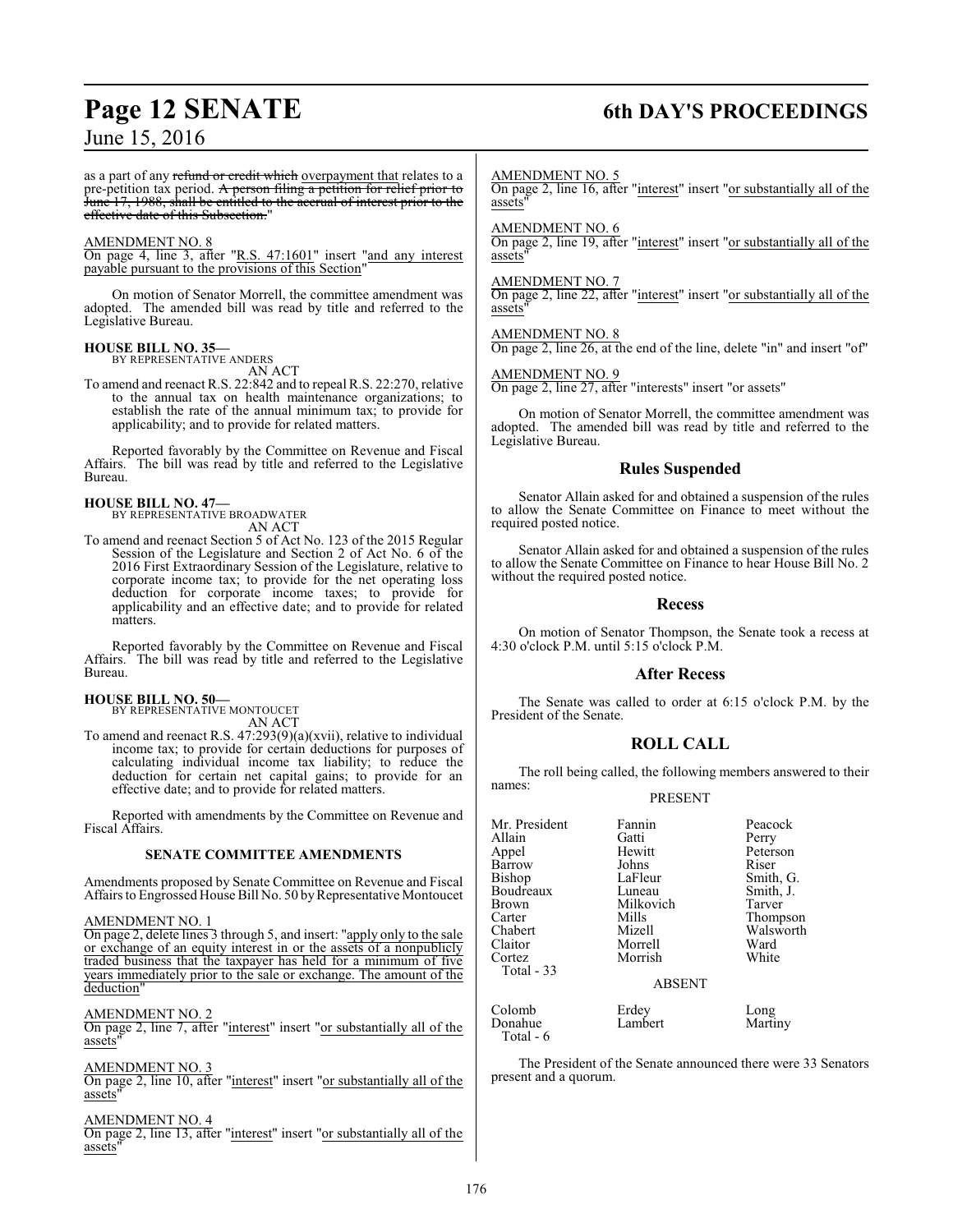as a part of any ~~refund or credit which~~ overpayment that relates to a pre-petition tax period. ~~A person filing a petition for relief prior to June 17, 1988, shall be entitled to the accrual of interest prior to the effective date of this Subsection.~~"

AMENDMENT NO. 8
On page 4, line 3, after "R.S. 47:1601" insert "and any interest payable pursuant to the provisions of this Section"

On motion of Senator Morrell, the committee amendment was adopted. The amended bill was read by title and referred to the Legislative Bureau.

**HOUSE BILL NO. 35—**
BY REPRESENTATIVE ANDERS
AN ACT
To amend and reenact R.S. 22:842 and to repeal R.S. 22:270, relative to the annual tax on health maintenance organizations; to establish the rate of the annual minimum tax; to provide for applicability; and to provide for related matters.

Reported favorably by the Committee on Revenue and Fiscal Affairs. The bill was read by title and referred to the Legislative Bureau.

**HOUSE BILL NO. 47—**
BY REPRESENTATIVE BROADWATER
AN ACT
To amend and reenact Section 5 of Act No. 123 of the 2015 Regular Session of the Legislature and Section 2 of Act No. 6 of the 2016 First Extraordinary Session of the Legislature, relative to corporate income tax; to provide for the net operating loss deduction for corporate income taxes; to provide for applicability and an effective date; and to provide for related matters.

Reported favorably by the Committee on Revenue and Fiscal Affairs. The bill was read by title and referred to the Legislative Bureau.

**HOUSE BILL NO. 50—**
BY REPRESENTATIVE MONTOUCET
AN ACT
To amend and reenact R.S. 47:293(9)(a)(xvii), relative to individual income tax; to provide for certain deductions for purposes of calculating individual income tax liability; to reduce the deduction for certain net capital gains; to provide for an effective date; and to provide for related matters.

Reported with amendments by the Committee on Revenue and Fiscal Affairs.

**SENATE COMMITTEE AMENDMENTS**

Amendments proposed by Senate Committee on Revenue and Fiscal Affairs to Engrossed House Bill No. 50 by Representative Montoucet

AMENDMENT NO. 1
On page 2, delete lines 3 through 5, and insert: "apply only to the sale or exchange of an equity interest in or the assets of a nonpublicly traded business that the taxpayer has held for a minimum of five years immediately prior to the sale or exchange. The amount of the deduction"

AMENDMENT NO. 2
On page 2, line 7, after "interest" insert "or substantially all of the assets"

AMENDMENT NO. 3
On page 2, line 10, after "interest" insert "or substantially all of the assets"

AMENDMENT NO. 4
On page 2, line 13, after "interest" insert "or substantially all of the assets"

AMENDMENT NO. 5
On page 2, line 16, after "interest" insert "or substantially all of the assets"

AMENDMENT NO. 6
On page 2, line 19, after "interest" insert "or substantially all of the assets"

AMENDMENT NO. 7
On page 2, line 22, after "interest" insert "or substantially all of the assets"

AMENDMENT NO. 8
On page 2, line 26, at the end of the line, delete "in" and insert "of"

AMENDMENT NO. 9
On page 2, line 27, after "interests" insert "or assets"

On motion of Senator Morrell, the committee amendment was adopted. The amended bill was read by title and referred to the Legislative Bureau.

## Rules Suspended

Senator Allain asked for and obtained a suspension of the rules to allow the Senate Committee on Finance to meet without the required posted notice.

Senator Allain asked for and obtained a suspension of the rules to allow the Senate Committee on Finance to hear House Bill No. 2 without the required posted notice.

## Recess

On motion of Senator Thompson, the Senate took a recess at 4:30 o'clock P.M. until 5:15 o'clock P.M.

## After Recess

The Senate was called to order at 6:15 o'clock P.M. by the President of the Senate.

## ROLL CALL

The roll being called, the following members answered to their names:

PRESENT

| | | |
|---|---|---|
| Mr. President | Fannin | Peacock |
| Allain | Gatti | Perry |
| Appel | Hewitt | Peterson |
| Barrow | Johns | Riser |
| Bishop | LaFleur | Smith, G. |
| Boudreaux | Luneau | Smith, J. |
| Brown | Milkovich | Tarver |
| Carter | Mills | Thompson |
| Chabert | Mizell | Walsworth |
| Claitor | Morrell | Ward |
| Cortez | Morrish | White |
| Total - 33 | | |

ABSENT

| | | |
|---|---|---|
| Colomb | Erdey | Long |
| Donahue | Lambert | Martiny |
| Total - 6 | | |

The President of the Senate announced there were 33 Senators present and a quorum.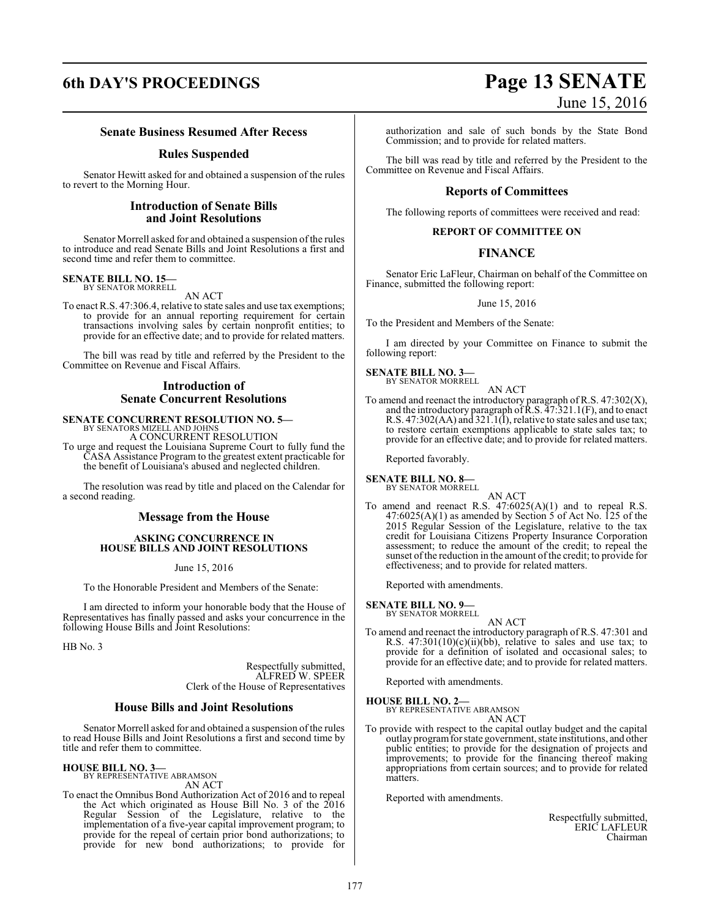### Senate Business Resumed After Recess

### Rules Suspended

Senator Hewitt asked for and obtained a suspension of the rules to revert to the Morning Hour.

### Introduction of Senate Bills and Joint Resolutions

Senator Morrell asked for and obtained a suspension of the rules to introduce and read Senate Bills and Joint Resolutions a first and second time and refer them to committee.

**SENATE BILL NO. 15—**
BY SENATOR MORRELL

AN ACT

To enact R.S. 47:306.4, relative to state sales and use tax exemptions; to provide for an annual reporting requirement for certain transactions involving sales by certain nonprofit entities; to provide for an effective date; and to provide for related matters.

The bill was read by title and referred by the President to the Committee on Revenue and Fiscal Affairs.

### Introduction of Senate Concurrent Resolutions

**SENATE CONCURRENT RESOLUTION NO. 5—**
BY SENATORS MIZELL AND JOHNS

A CONCURRENT RESOLUTION

To urge and request the Louisiana Supreme Court to fully fund the CASA Assistance Program to the greatest extent practicable for the benefit of Louisiana's abused and neglected children.

The resolution was read by title and placed on the Calendar for a second reading.

### Message from the House

**ASKING CONCURRENCE IN HOUSE BILLS AND JOINT RESOLUTIONS**

June 15, 2016

To the Honorable President and Members of the Senate:

I am directed to inform your honorable body that the House of Representatives has finally passed and asks your concurrence in the following House Bills and Joint Resolutions:

HB No. 3

Respectfully submitted,
ALFRED W. SPEER
Clerk of the House of Representatives

### House Bills and Joint Resolutions

Senator Morrell asked for and obtained a suspension of the rules to read House Bills and Joint Resolutions a first and second time by title and refer them to committee.

**HOUSE BILL NO. 3—**
BY REPRESENTATIVE ABRAMSON

AN ACT

To enact the Omnibus Bond Authorization Act of 2016 and to repeal the Act which originated as House Bill No. 3 of the 2016 Regular Session of the Legislature, relative to the implementation of a five-year capital improvement program; to provide for the repeal of certain prior bond authorizations; to provide for new bond authorizations; to provide for authorization and sale of such bonds by the State Bond Commission; and to provide for related matters.

The bill was read by title and referred by the President to the Committee on Revenue and Fiscal Affairs.

### Reports of Committees

The following reports of committees were received and read:

**REPORT OF COMMITTEE ON**

### FINANCE

Senator Eric LaFleur, Chairman on behalf of the Committee on Finance, submitted the following report:

June 15, 2016

To the President and Members of the Senate:

I am directed by your Committee on Finance to submit the following report:

**SENATE BILL NO. 3—**
BY SENATOR MORRELL

AN ACT

To amend and reenact the introductory paragraph of R.S. 47:302(X), and the introductory paragraph of R.S. 47:321.1(F), and to enact R.S. 47:302(AA) and 321.1(I), relative to state sales and use tax; to restore certain exemptions applicable to state sales tax; to provide for an effective date; and to provide for related matters.

Reported favorably.

**SENATE BILL NO. 8—**
BY SENATOR MORRELL

AN ACT

To amend and reenact R.S. 47:6025(A)(1) and to repeal R.S. 47:6025(A)(1) as amended by Section 5 of Act No. 125 of the 2015 Regular Session of the Legislature, relative to the tax credit for Louisiana Citizens Property Insurance Corporation assessment; to reduce the amount of the credit; to repeal the sunset of the reduction in the amount of the credit; to provide for effectiveness; and to provide for related matters.

Reported with amendments.

**SENATE BILL NO. 9—**
BY SENATOR MORRELL

AN ACT

To amend and reenact the introductory paragraph of R.S. 47:301 and R.S. 47:301(10)(c)(ii)(bb), relative to sales and use tax; to provide for a definition of isolated and occasional sales; to provide for an effective date; and to provide for related matters.

Reported with amendments.

**HOUSE BILL NO. 2—**
BY REPRESENTATIVE ABRAMSON

AN ACT

To provide with respect to the capital outlay budget and the capital outlay program for state government, state institutions, and other public entities; to provide for the designation of projects and improvements; to provide for the financing thereof making appropriations from certain sources; and to provide for related matters.

Reported with amendments.

Respectfully submitted,
ERIC LAFLEUR
Chairman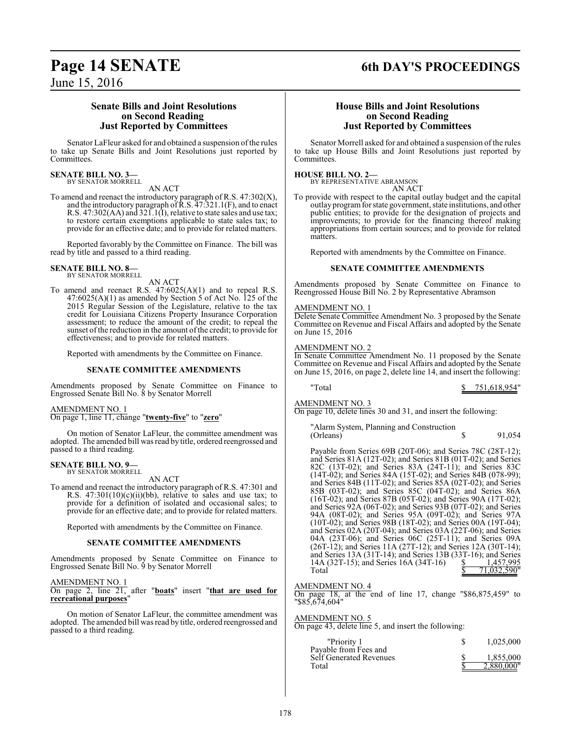## Senate Bills and Joint Resolutions on Second Reading Just Reported by Committees

Senator LaFleur asked for and obtained a suspension of the rules to take up Senate Bills and Joint Resolutions just reported by Committees.

**SENATE BILL NO. 3—**
BY SENATOR MORRELL

AN ACT

To amend and reenact the introductory paragraph of R.S. 47:302(X), and the introductory paragraph of R.S. 47:321.1(F), and to enact R.S. 47:302(AA) and 321.1(I), relative to state sales and use tax; to restore certain exemptions applicable to state sales tax; to provide for an effective date; and to provide for related matters.

Reported favorably by the Committee on Finance. The bill was read by title and passed to a third reading.

**SENATE BILL NO. 8—**
BY SENATOR MORRELL

AN ACT

To amend and reenact R.S. 47:6025(A)(1) and to repeal R.S. 47:6025(A)(1) as amended by Section 5 of Act No. 125 of the 2015 Regular Session of the Legislature, relative to the tax credit for Louisiana Citizens Property Insurance Corporation assessment; to reduce the amount of the credit; to repeal the sunset of the reduction in the amount of the credit; to provide for effectiveness; and to provide for related matters.

Reported with amendments by the Committee on Finance.

**SENATE COMMITTEE AMENDMENTS**

Amendments proposed by Senate Committee on Finance to Engrossed Senate Bill No. 8 by Senator Morrell

AMENDMENT NO. 1
On page 1, line 11, change "**twenty-five**" to "**zero**"

On motion of Senator LaFleur, the committee amendment was adopted. The amended bill was read by title, ordered reengrossed and passed to a third reading.

**SENATE BILL NO. 9—**
BY SENATOR MORRELL

AN ACT

To amend and reenact the introductory paragraph of R.S. 47:301 and R.S. 47:301(10)(c)(ii)(bb), relative to sales and use tax; to provide for a definition of isolated and occasional sales; to provide for an effective date; and to provide for related matters.

Reported with amendments by the Committee on Finance.

**SENATE COMMITTEE AMENDMENTS**

Amendments proposed by Senate Committee on Finance to Engrossed Senate Bill No. 9 by Senator Morrell

AMENDMENT NO. 1
On page 2, line 21, after "**boats**" insert "**that are used for recreational purposes**"

On motion of Senator LaFleur, the committee amendment was adopted. The amended bill was read by title, ordered reengrossed and passed to a third reading.

## House Bills and Joint Resolutions on Second Reading Just Reported by Committees

Senator Morrell asked for and obtained a suspension of the rules to take up House Bills and Joint Resolutions just reported by Committees.

**HOUSE BILL NO. 2—**
BY REPRESENTATIVE ABRAMSON

AN ACT

To provide with respect to the capital outlay budget and the capital outlay program for state government, state institutions, and other public entities; to provide for the designation of projects and improvements; to provide for the financing thereof making appropriations from certain sources; and to provide for related matters.

Reported with amendments by the Committee on Finance.

**SENATE COMMITTEE AMENDMENTS**

Amendments proposed by Senate Committee on Finance to Reengrossed House Bill No. 2 by Representative Abramson

AMENDMENT NO. 1
Delete Senate Committee Amendment No. 3 proposed by the Senate Committee on Revenue and Fiscal Affairs and adopted by the Senate on June 15, 2016

AMENDMENT NO. 2
In Senate Committee Amendment No. 11 proposed by the Senate Committee on Revenue and Fiscal Affairs and adopted by the Senate on June 15, 2016, on page 2, delete line 14, and insert the following:

"Total $ 751,618,954"

AMENDMENT NO. 3
On page 10, delete lines 30 and 31, and insert the following:

"Alarm System, Planning and Construction (Orleans) $ 91,054

Payable from Series 69B (20T-06); and Series 78C (28T-12); and Series 81A (12T-02); and Series 81B (01T-02); and Series 82C (13T-02); and Series 83A (24T-11); and Series 83C (14T-02); and Series 84A (15T-02); and Series 84B (078-99); and Series 84B (11T-02); and Series 85A (02T-02); and Series 85B (03T-02); and Series 85C (04T-02); and Series 86A (16T-02); and Series 87B (05T-02); and Series 90A (17T-02); and Series 92A (06T-02); and Series 93B (07T-02); and Series 94A (08T-02); and Series 95A (09T-02); and Series 97A (10T-02); and Series 98B (18T-02); and Series 00A (19T-04); and Series 02A (20T-04); and Series 03A (22T-06); and Series 04A (23T-06); and Series 06C (25T-11); and Series 09A (26T-12); and Series 11A (27T-12); and Series 12A (30T-14); and Series 13A (31T-14); and Series 13B (31T-16); and Series 14A (32T-15); and Series 16A (34T-16) $ 1,457,995
Total $ 71,032,590"

AMENDMENT NO. 4
On page 18, at the end of line 17, change "$86,875,459" to "$85,674,604"

AMENDMENT NO. 5
On page 43, delete line 5, and insert the following:

| | | |
|---|---|---|
| "Priority 1 | $ | 1,025,000 |
| Payable from Fees and Self Generated Revenues | $ | 1,855,000 |
| Total | $ | 2,880,000" |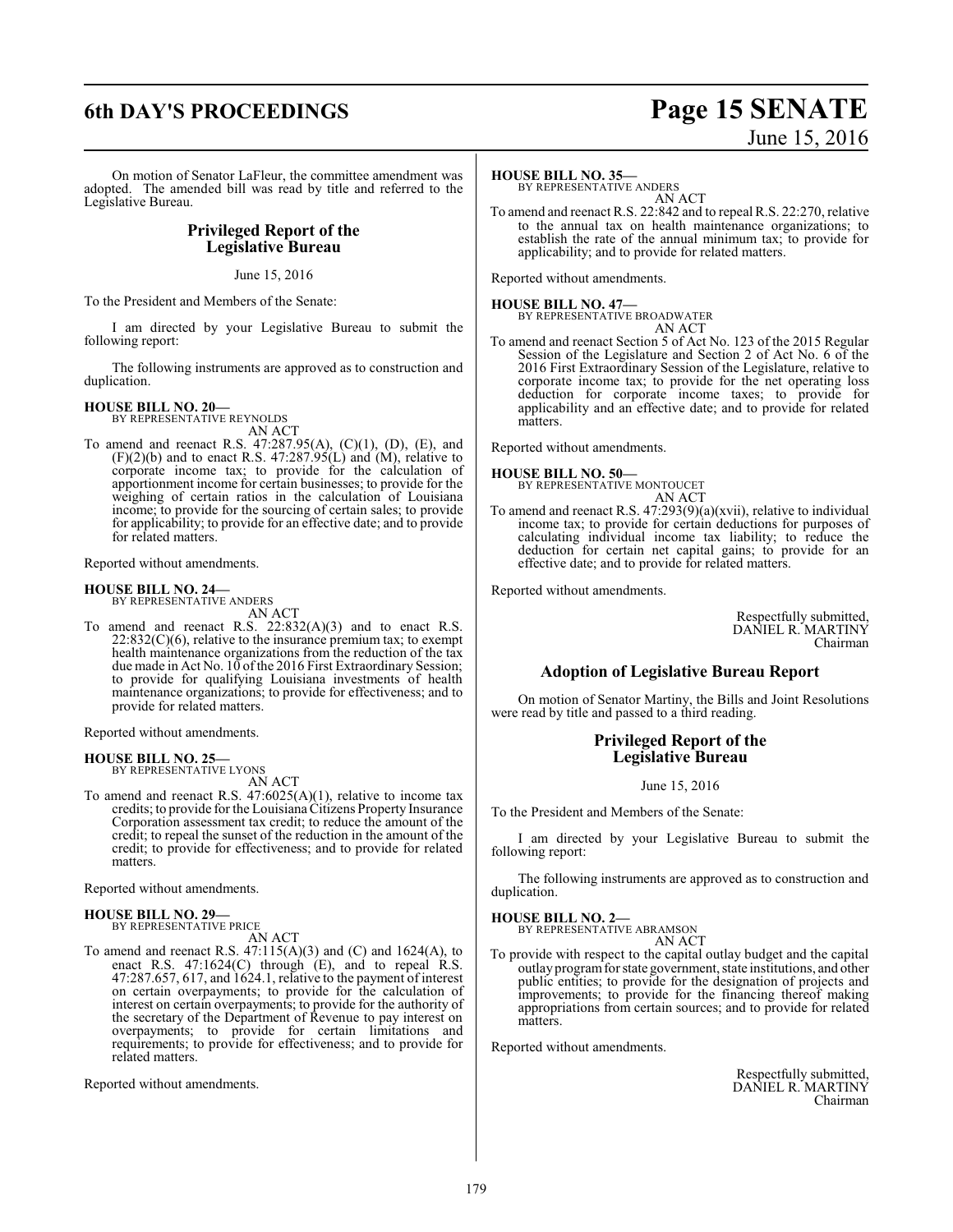On motion of Senator LaFleur, the committee amendment was adopted. The amended bill was read by title and referred to the Legislative Bureau.

## Privileged Report of the Legislative Bureau

June 15, 2016

To the President and Members of the Senate:

I am directed by your Legislative Bureau to submit the following report:

The following instruments are approved as to construction and duplication.

**HOUSE BILL NO. 20—**
BY REPRESENTATIVE REYNOLDS
AN ACT
To amend and reenact R.S. 47:287.95(A), (C)(1), (D), (E), and (F)(2)(b) and to enact R.S. 47:287.95(L) and (M), relative to corporate income tax; to provide for the calculation of apportionment income for certain businesses; to provide for the weighing of certain ratios in the calculation of Louisiana income; to provide for the sourcing of certain sales; to provide for applicability; to provide for an effective date; and to provide for related matters.

Reported without amendments.

**HOUSE BILL NO. 24—**
BY REPRESENTATIVE ANDERS
AN ACT
To amend and reenact R.S. 22:832(A)(3) and to enact R.S. 22:832(C)(6), relative to the insurance premium tax; to exempt health maintenance organizations from the reduction of the tax due made in Act No. 10 of the 2016 First Extraordinary Session; to provide for qualifying Louisiana investments of health maintenance organizations; to provide for effectiveness; and to provide for related matters.

Reported without amendments.

**HOUSE BILL NO. 25—**
BY REPRESENTATIVE LYONS
AN ACT
To amend and reenact R.S. 47:6025(A)(1), relative to income tax credits; to provide for the Louisiana Citizens Property Insurance Corporation assessment tax credit; to reduce the amount of the credit; to repeal the sunset of the reduction in the amount of the credit; to provide for effectiveness; and to provide for related matters.

Reported without amendments.

**HOUSE BILL NO. 29—**
BY REPRESENTATIVE PRICE
AN ACT
To amend and reenact R.S. 47:115(A)(3) and (C) and 1624(A), to enact R.S. 47:1624(C) through (E), and to repeal R.S. 47:287.657, 617, and 1624.1, relative to the payment of interest on certain overpayments; to provide for the calculation of interest on certain overpayments; to provide for the authority of the secretary of the Department of Revenue to pay interest on overpayments; to provide for certain limitations and requirements; to provide for effectiveness; and to provide for related matters.

Reported without amendments.

**HOUSE BILL NO. 35—**
BY REPRESENTATIVE ANDERS
AN ACT
To amend and reenact R.S. 22:842 and to repeal R.S. 22:270, relative to the annual tax on health maintenance organizations; to establish the rate of the annual minimum tax; to provide for applicability; and to provide for related matters.

Reported without amendments.

**HOUSE BILL NO. 47—**
BY REPRESENTATIVE BROADWATER
AN ACT
To amend and reenact Section 5 of Act No. 123 of the 2015 Regular Session of the Legislature and Section 2 of Act No. 6 of the 2016 First Extraordinary Session of the Legislature, relative to corporate income tax; to provide for the net operating loss deduction for corporate income taxes; to provide for applicability and an effective date; and to provide for related matters.

Reported without amendments.

**HOUSE BILL NO. 50—**
BY REPRESENTATIVE MONTOUCET
AN ACT
To amend and reenact R.S. 47:293(9)(a)(xvii), relative to individual income tax; to provide for certain deductions for purposes of calculating individual income tax liability; to reduce the deduction for certain net capital gains; to provide for an effective date; and to provide for related matters.

Reported without amendments.

Respectfully submitted,
DANIEL R. MARTINY
Chairman

## Adoption of Legislative Bureau Report

On motion of Senator Martiny, the Bills and Joint Resolutions were read by title and passed to a third reading.

## Privileged Report of the Legislative Bureau

June 15, 2016

To the President and Members of the Senate:

I am directed by your Legislative Bureau to submit the following report:

The following instruments are approved as to construction and duplication.

**HOUSE BILL NO. 2—**
BY REPRESENTATIVE ABRAMSON
AN ACT
To provide with respect to the capital outlay budget and the capital outlay program for state government, state institutions, and other public entities; to provide for the designation of projects and improvements; to provide for the financing thereof making appropriations from certain sources; and to provide for related matters.

Reported without amendments.

Respectfully submitted,
DANIEL R. MARTINY
Chairman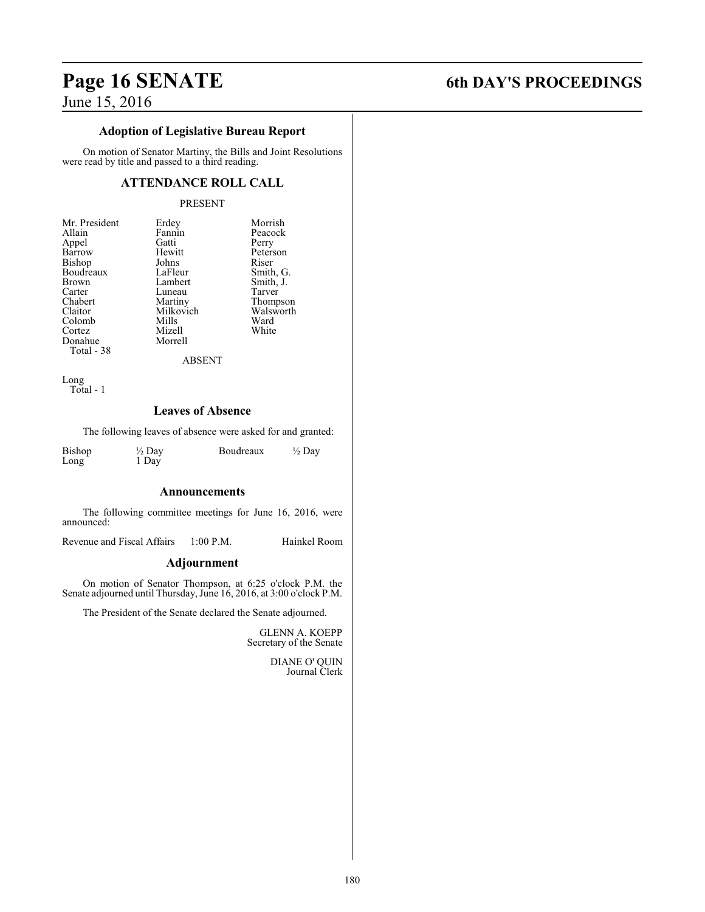### Adoption of Legislative Bureau Report

On motion of Senator Martiny, the Bills and Joint Resolutions were read by title and passed to a third reading.

## ATTENDANCE ROLL CALL

PRESENT

| | | |
|---|---|---|
| Mr. President | Erdey | Morrish |
| Allain | Fannin | Peacock |
| Appel | Gatti | Perry |
| Barrow | Hewitt | Peterson |
| Bishop | Johns | Riser |
| Boudreaux | LaFleur | Smith, G. |
| Brown | Lambert | Smith, J. |
| Carter | Luneau | Tarver |
| Chabert | Martiny | Thompson |
| Claitor | Milkovich | Walsworth |
| Colomb | Mills | Ward |
| Cortez | Mizell | White |
| Donahue | Morrell | |

Total - 38

ABSENT

Long

Total - 1

### Leaves of Absence

The following leaves of absence were asked for and granted:

| | | | |
|---|---|---|---|
| Bishop | ½ Day | Boudreaux | ½ Day |
| Long | 1 Day | | |

### Announcements

The following committee meetings for June 16, 2016, were announced:

| | | |
|---|---|---|
| Revenue and Fiscal Affairs | 1:00 P.M. | Hainkel Room |

### Adjournment

On motion of Senator Thompson, at 6:25 o'clock P.M. the Senate adjourned until Thursday, June 16, 2016, at 3:00 o'clock P.M.

The President of the Senate declared the Senate adjourned.

GLENN A. KOEPP
Secretary of the Senate

DIANE O' QUIN
Journal Clerk